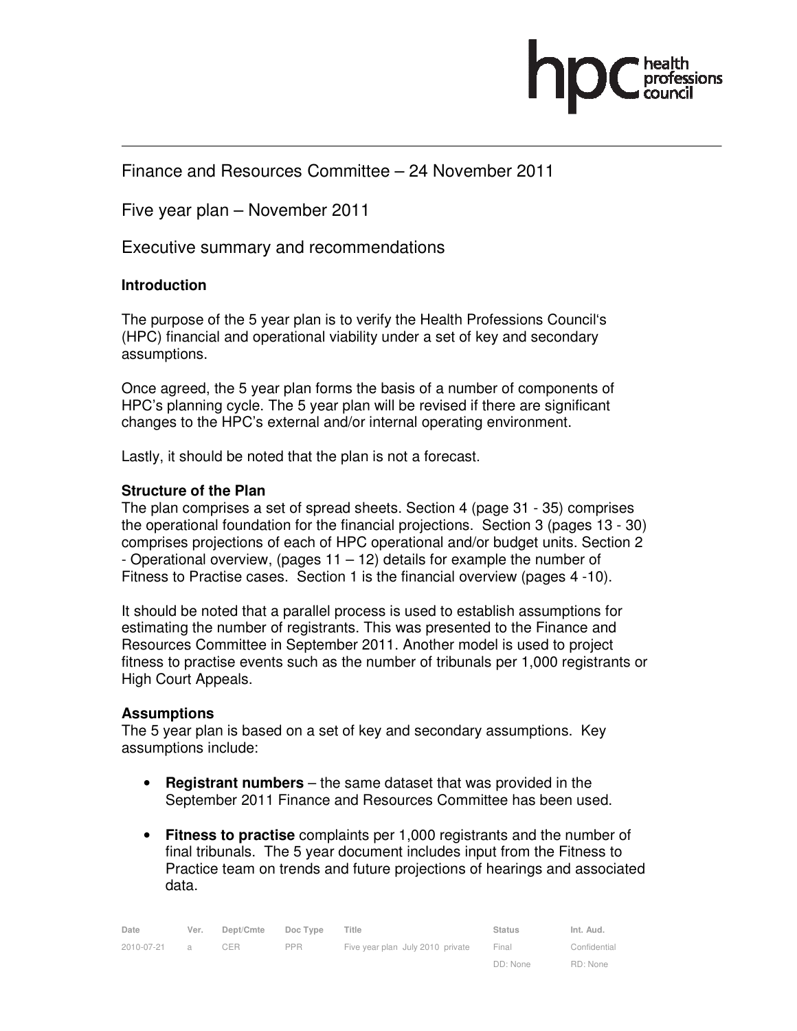Finance and Resources Committee – 24 November 2011

Five year plan – November 2011

Executive summary and recommendations

### Introduction

The purpose of the 5 year plan is to verify the Health Professions Council's (HPC) financial and operational viability under a set of key and secondary assumptions.

Once agreed, the 5 year plan forms the basis of a number of components of HPC's planning cycle. The 5 year plan will be revised if there are significant changes to the HPC's external and/or internal operating environment.

Lastly, it should be noted that the plan is not a forecast.

### Structure of the Plan

The plan comprises a set of spread sheets. Section 4 (page 31 - 35) comprises the operational foundation for the financial projections. Section 3 (pages 13 - 30) comprises projections of each of HPC operational and/or budget units. Section 2 - Operational overview, (pages 11 – 12) details for example the number of Fitness to Practise cases. Section 1 is the financial overview (pages 4 -10).

It should be noted that a parallel process is used to establish assumptions for estimating the number of registrants. This was presented to the Finance and Resources Committee in September 2011. Another model is used to project fitness to practise events such as the number of tribunals per 1,000 registrants or High Court Appeals.

### Assumptions

The 5 year plan is based on a set of key and secondary assumptions. Key assumptions include:

- **Registrant numbers** – the same dataset that was provided in the September 2011 Finance and Resources Committee has been used.
- **Fitness to practise** complaints per 1,000 registrants and the number of final tribunals. The 5 year document includes input from the Fitness to Practice team on trends and future projections of hearings and associated data.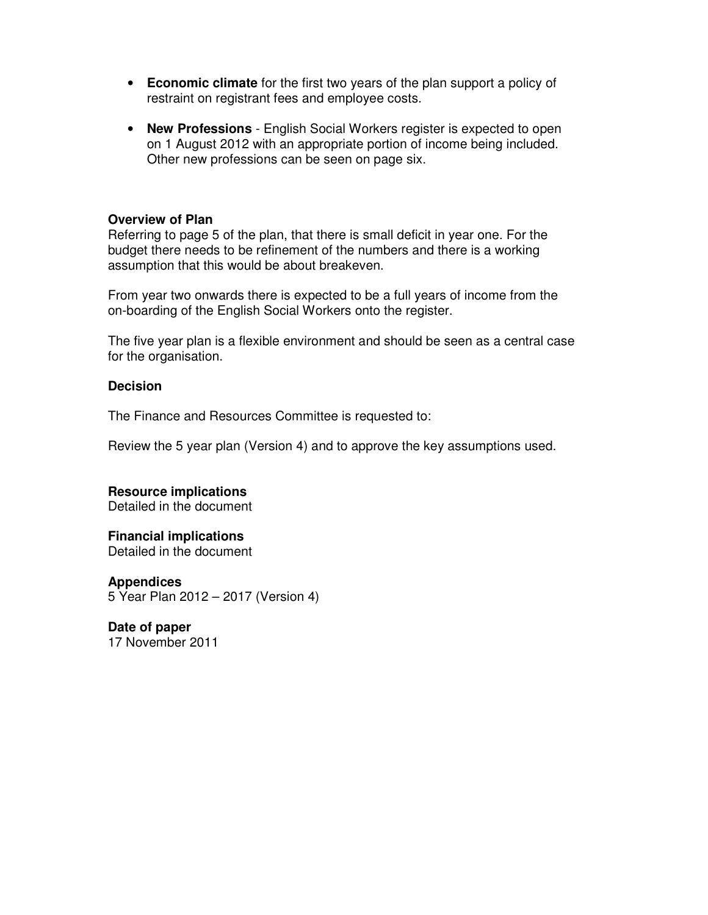- **Economic climate** for the first two years of the plan support a policy of restraint on registrant fees and employee costs.

- **New Professions** - English Social Workers register is expected to open on 1 August 2012 with an appropriate portion of income being included. Other new professions can be seen on page six.

**Overview of Plan**
Referring to page 5 of the plan, that there is small deficit in year one. For the budget there needs to be refinement of the numbers and there is a working assumption that this would be about breakeven.

From year two onwards there is expected to be a full years of income from the on-boarding of the English Social Workers onto the register.

The five year plan is a flexible environment and should be seen as a central case for the organisation.

**Decision**

The Finance and Resources Committee is requested to:

Review the 5 year plan (Version 4) and to approve the key assumptions used.

**Resource implications**
Detailed in the document

**Financial implications**
Detailed in the document

**Appendices**
5 Year Plan 2012 – 2017 (Version 4)

**Date of paper**
17 November 2011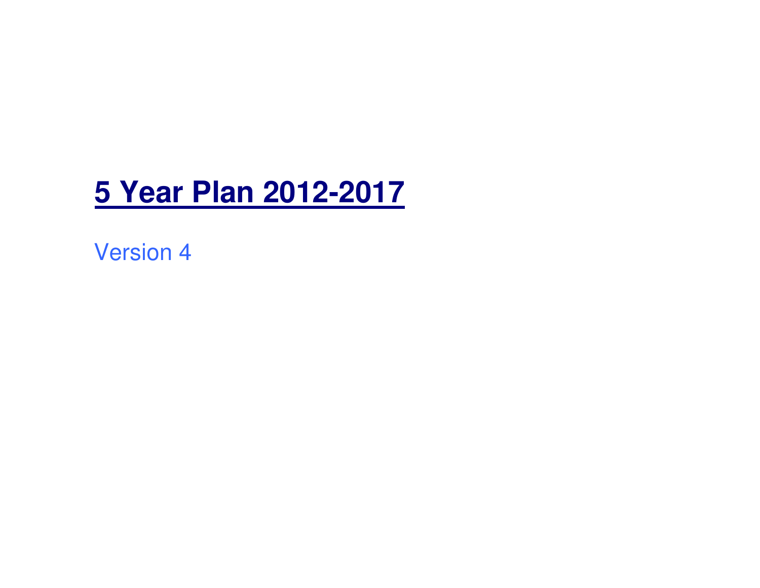# 5 Year Plan 2012-2017

Version 4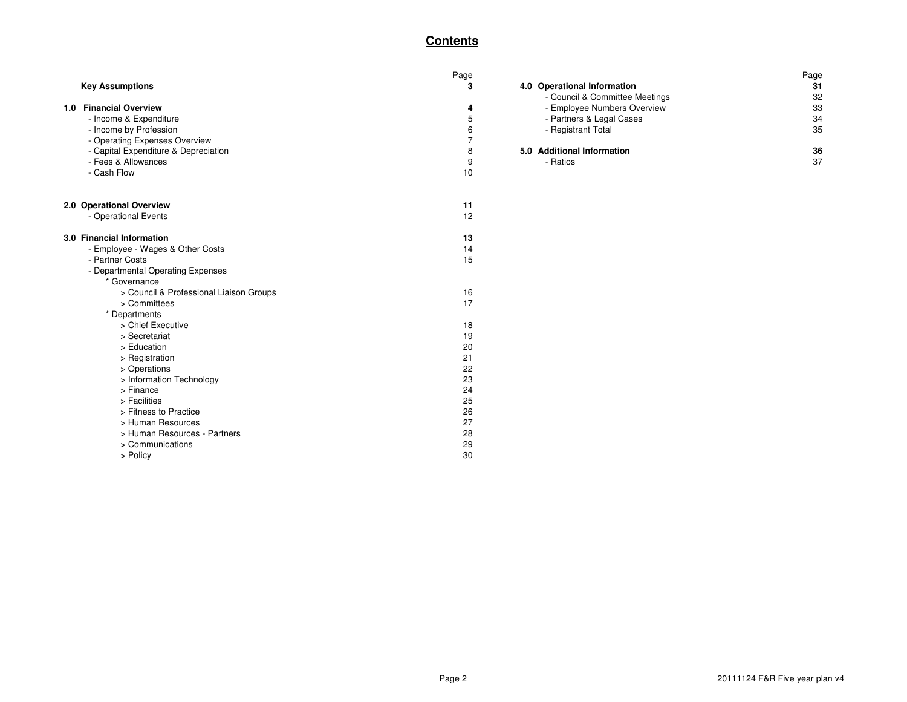# Contents

| | Page |
|---|---|
| **Key Assumptions** | **3** |
| **1.0 Financial Overview** | **4** |
| - Income & Expenditure | 5 |
| - Income by Profession | 6 |
| - Operating Expenses Overview | 7 |
| - Capital Expenditure & Depreciation | 8 |
| - Fees & Allowances | 9 |
| - Cash Flow | 10 |
| **2.0 Operational Overview** | **11** |
| - Operational Events | 12 |
| **3.0 Financial Information** | **13** |
| - Employee - Wages & Other Costs | 14 |
| - Partner Costs | 15 |
| - Departmental Operating Expenses | |
| * Governance | |
| > Council & Professional Liaison Groups | 16 |
| > Committees | 17 |
| * Departments | |
| > Chief Executive | 18 |
| > Secretariat | 19 |
| > Education | 20 |
| > Registration | 21 |
| > Operations | 22 |
| > Information Technology | 23 |
| > Finance | 24 |
| > Facilities | 25 |
| > Fitness to Practice | 26 |
| > Human Resources | 27 |
| > Human Resources - Partners | 28 |
| > Communications | 29 |
| > Policy | 30 |
| **4.0 Operational Information** | **31** |
| - Council & Committee Meetings | 32 |
| - Employee Numbers Overview | 33 |
| - Partners & Legal Cases | 34 |
| - Registrant Total | 35 |
| **5.0 Additional Information** | **36** |
| - Ratios | 37 |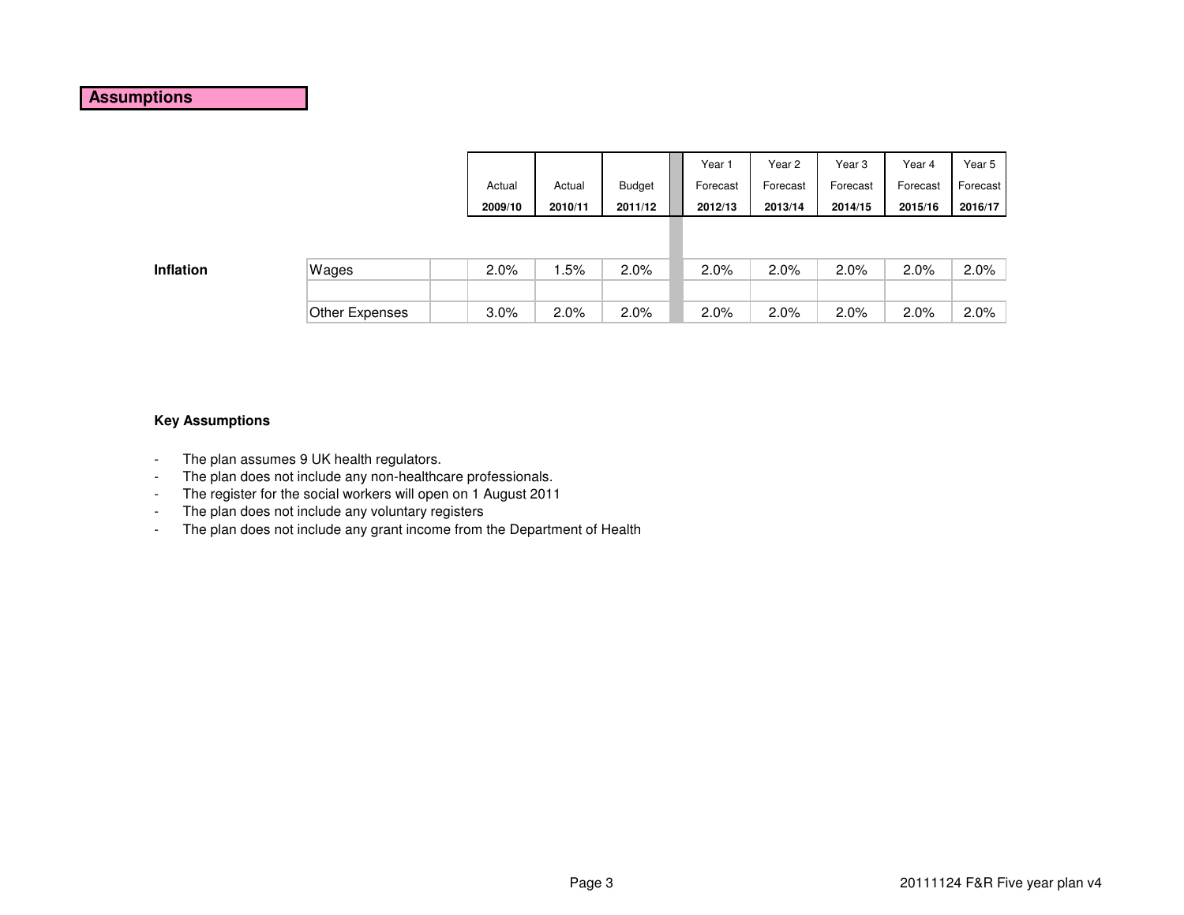## Assumptions

| | | Actual 2009/10 | Actual 2010/11 | Budget 2011/12 | Year 1 Forecast 2012/13 | Year 2 Forecast 2013/14 | Year 3 Forecast 2014/15 | Year 4 Forecast 2015/16 | Year 5 Forecast 2016/17 |
|---|---|---|---|---|---|---|---|---|---|
| **Inflation** | Wages | 2.0% | 1.5% | 2.0% | 2.0% | 2.0% | 2.0% | 2.0% | 2.0% |
| | Other Expenses | 3.0% | 2.0% | 2.0% | 2.0% | 2.0% | 2.0% | 2.0% | 2.0% |

**Key Assumptions**

- The plan assumes 9 UK health regulators.
- The plan does not include any non-healthcare professionals.
- The register for the social workers will open on 1 August 2011
- The plan does not include any voluntary registers
- The plan does not include any grant income from the Department of Health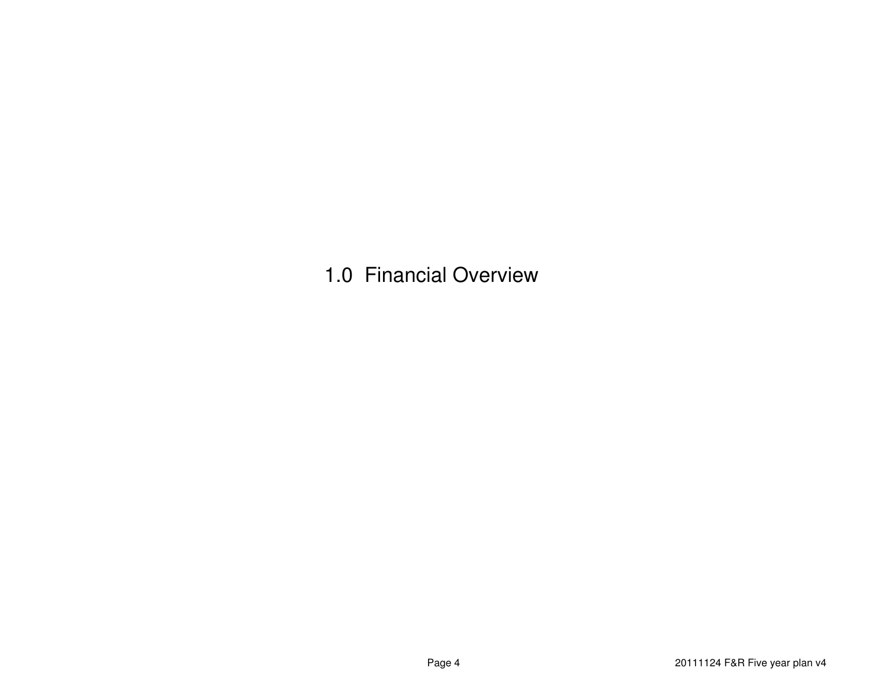# 1.0 Financial Overview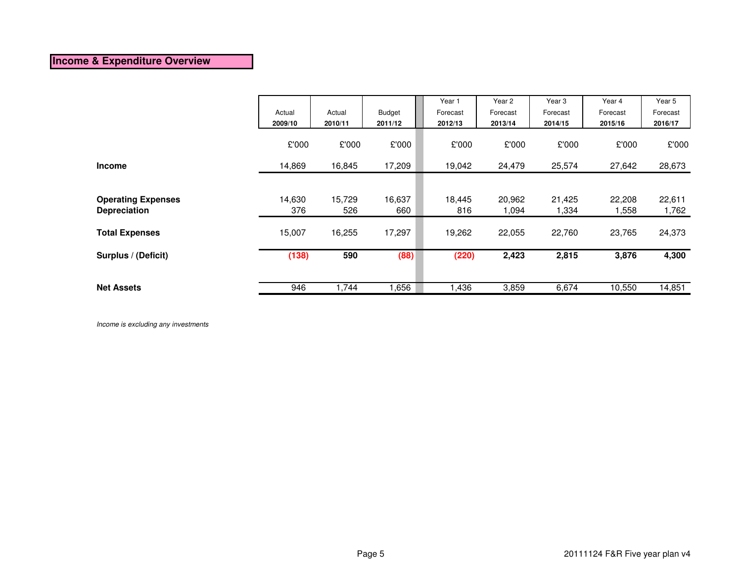## Income & Expenditure Overview

| | Actual 2009/10 | Actual 2010/11 | Budget 2011/12 | Year 1 Forecast 2012/13 | Year 2 Forecast 2013/14 | Year 3 Forecast 2014/15 | Year 4 Forecast 2015/16 | Year 5 Forecast 2016/17 |
|---|---|---|---|---|---|---|---|---|
| | £'000 | £'000 | £'000 | £'000 | £'000 | £'000 | £'000 | £'000 |
| **Income** | 14,869 | 16,845 | 17,209 | 19,042 | 24,479 | 25,574 | 27,642 | 28,673 |
| **Operating Expenses** | 14,630 | 15,729 | 16,637 | 18,445 | 20,962 | 21,425 | 22,208 | 22,611 |
| **Depreciation** | 376 | 526 | 660 | 816 | 1,094 | 1,334 | 1,558 | 1,762 |
| **Total Expenses** | 15,007 | 16,255 | 17,297 | 19,262 | 22,055 | 22,760 | 23,765 | 24,373 |
| **Surplus / (Deficit)** | **(138)** | **590** | **(88)** | **(220)** | **2,423** | **2,815** | **3,876** | **4,300** |
| **Net Assets** | 946 | 1,744 | 1,656 | 1,436 | 3,859 | 6,674 | 10,550 | 14,851 |

*Income is excluding any investments*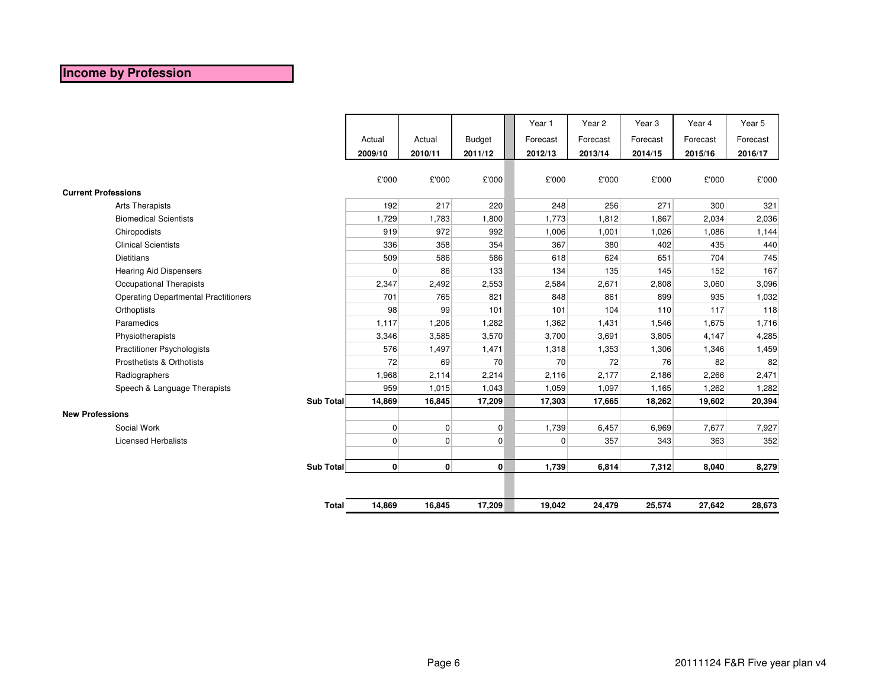# Income by Profession

| | Actual 2009/10 | Actual 2010/11 | Budget 2011/12 | Year 1 Forecast 2012/13 | Year 2 Forecast 2013/14 | Year 3 Forecast 2014/15 | Year 4 Forecast 2015/16 | Year 5 Forecast 2016/17 |
|---|---|---|---|---|---|---|---|---|
| | £'000 | £'000 | £'000 | £'000 | £'000 | £'000 | £'000 | £'000 |
| **Current Professions** | | | | | | | | |
| Arts Therapists | 192 | 217 | 220 | 248 | 256 | 271 | 300 | 321 |
| Biomedical Scientists | 1,729 | 1,783 | 1,800 | 1,773 | 1,812 | 1,867 | 2,034 | 2,036 |
| Chiropodists | 919 | 972 | 992 | 1,006 | 1,001 | 1,026 | 1,086 | 1,144 |
| Clinical Scientists | 336 | 358 | 354 | 367 | 380 | 402 | 435 | 440 |
| Dietitians | 509 | 586 | 586 | 618 | 624 | 651 | 704 | 745 |
| Hearing Aid Dispensers | 0 | 86 | 133 | 134 | 135 | 145 | 152 | 167 |
| Occupational Therapists | 2,347 | 2,492 | 2,553 | 2,584 | 2,671 | 2,808 | 3,060 | 3,096 |
| Operating Departmental Practitioners | 701 | 765 | 821 | 848 | 861 | 899 | 935 | 1,032 |
| Orthoptists | 98 | 99 | 101 | 101 | 104 | 110 | 117 | 118 |
| Paramedics | 1,117 | 1,206 | 1,282 | 1,362 | 1,431 | 1,546 | 1,675 | 1,716 |
| Physiotherapists | 3,346 | 3,585 | 3,570 | 3,700 | 3,691 | 3,805 | 4,147 | 4,285 |
| Practitioner Psychologists | 576 | 1,497 | 1,471 | 1,318 | 1,353 | 1,306 | 1,346 | 1,459 |
| Prosthetists & Orthotists | 72 | 69 | 70 | 70 | 72 | 76 | 82 | 82 |
| Radiographers | 1,968 | 2,114 | 2,214 | 2,116 | 2,177 | 2,186 | 2,266 | 2,471 |
| Speech & Language Therapists | 959 | 1,015 | 1,043 | 1,059 | 1,097 | 1,165 | 1,262 | 1,282 |
| **Sub Total** | **14,869** | **16,845** | **17,209** | **17,303** | **17,665** | **18,262** | **19,602** | **20,394** |
| **New Professions** | | | | | | | | |
| Social Work | 0 | 0 | 0 | 1,739 | 6,457 | 6,969 | 7,677 | 7,927 |
| Licensed Herbalists | 0 | 0 | 0 | 0 | 357 | 343 | 363 | 352 |
| **Sub Total** | **0** | **0** | **0** | **1,739** | **6,814** | **7,312** | **8,040** | **8,279** |
| **Total** | **14,869** | **16,845** | **17,209** | **19,042** | **24,479** | **25,574** | **27,642** | **28,673** |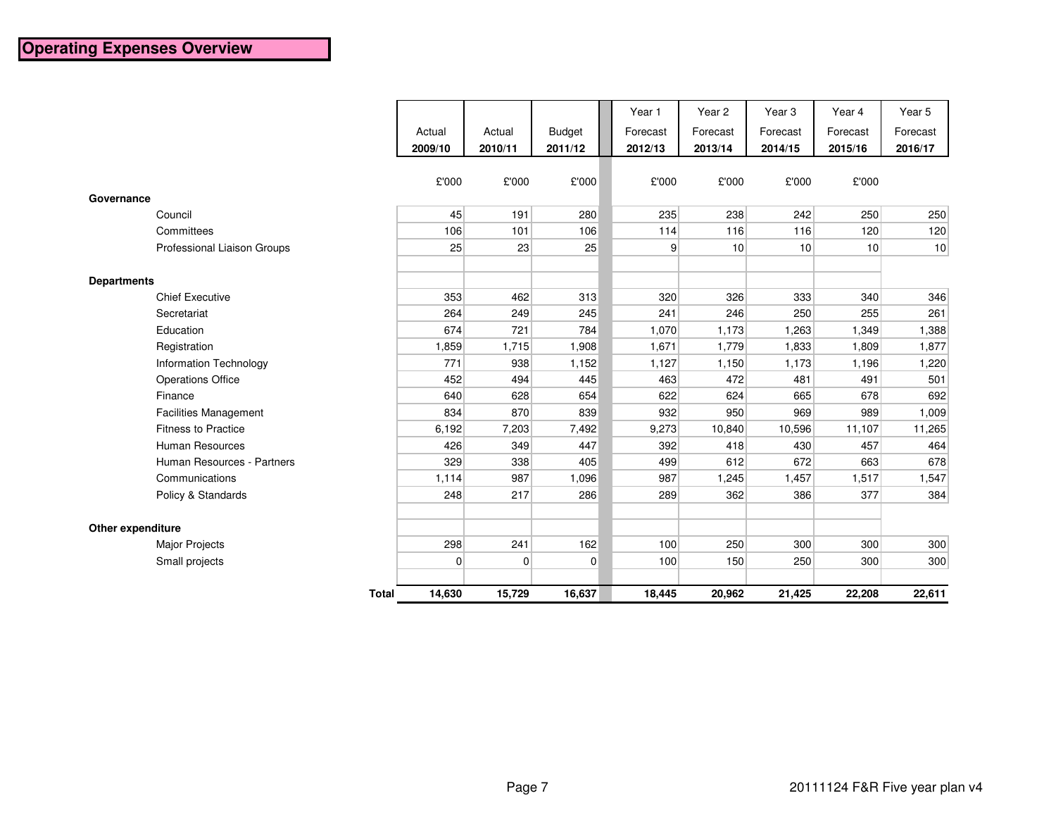# Operating Expenses Overview

| | Actual 2009/10 | Actual 2010/11 | Budget 2011/12 | Year 1 Forecast 2012/13 | Year 2 Forecast 2013/14 | Year 3 Forecast 2014/15 | Year 4 Forecast 2015/16 | Year 5 Forecast 2016/17 |
|---|---|---|---|---|---|---|---|---|
| | £'000 | £'000 | £'000 | £'000 | £'000 | £'000 | £'000 | |
| **Governance** | | | | | | | | |
| Council | 45 | 191 | 280 | 235 | 238 | 242 | 250 | 250 |
| Committees | 106 | 101 | 106 | 114 | 116 | 116 | 120 | 120 |
| Professional Liaison Groups | 25 | 23 | 25 | 9 | 10 | 10 | 10 | 10 |
| **Departments** | | | | | | | | |
| Chief Executive | 353 | 462 | 313 | 320 | 326 | 333 | 340 | 346 |
| Secretariat | 264 | 249 | 245 | 241 | 246 | 250 | 255 | 261 |
| Education | 674 | 721 | 784 | 1,070 | 1,173 | 1,263 | 1,349 | 1,388 |
| Registration | 1,859 | 1,715 | 1,908 | 1,671 | 1,779 | 1,833 | 1,809 | 1,877 |
| Information Technology | 771 | 938 | 1,152 | 1,127 | 1,150 | 1,173 | 1,196 | 1,220 |
| Operations Office | 452 | 494 | 445 | 463 | 472 | 481 | 491 | 501 |
| Finance | 640 | 628 | 654 | 622 | 624 | 665 | 678 | 692 |
| Facilities Management | 834 | 870 | 839 | 932 | 950 | 969 | 989 | 1,009 |
| Fitness to Practice | 6,192 | 7,203 | 7,492 | 9,273 | 10,840 | 10,596 | 11,107 | 11,265 |
| Human Resources | 426 | 349 | 447 | 392 | 418 | 430 | 457 | 464 |
| Human Resources - Partners | 329 | 338 | 405 | 499 | 612 | 672 | 663 | 678 |
| Communications | 1,114 | 987 | 1,096 | 987 | 1,245 | 1,457 | 1,517 | 1,547 |
| Policy & Standards | 248 | 217 | 286 | 289 | 362 | 386 | 377 | 384 |
| **Other expenditure** | | | | | | | | |
| Major Projects | 298 | 241 | 162 | 100 | 250 | 300 | 300 | 300 |
| Small projects | 0 | 0 | 0 | 100 | 150 | 250 | 300 | 300 |
| **Total** | **14,630** | **15,729** | **16,637** | **18,445** | **20,962** | **21,425** | **22,208** | **22,611** |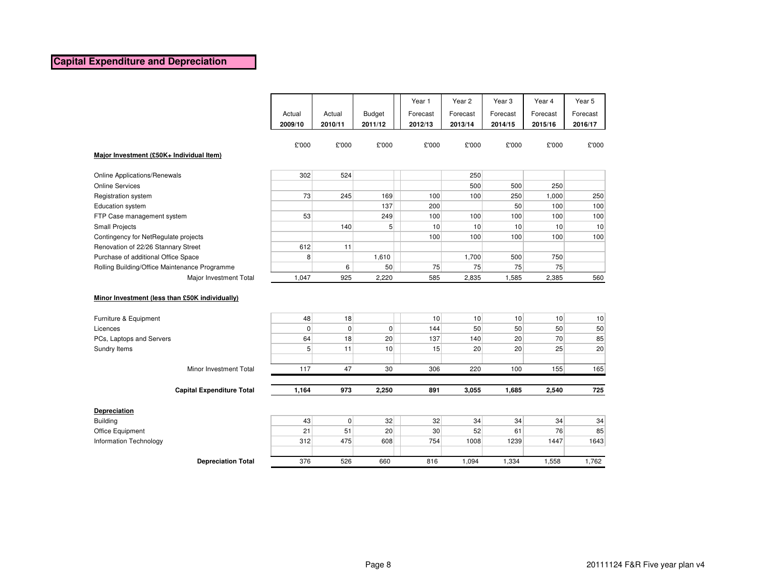## Capital Expenditure and Depreciation

| | Actual 2009/10 | Actual 2010/11 | Budget 2011/12 | Year 1 Forecast 2012/13 | Year 2 Forecast 2013/14 | Year 3 Forecast 2014/15 | Year 4 Forecast 2015/16 | Year 5 Forecast 2016/17 |
|---|---|---|---|---|---|---|---|---|
| | £'000 | £'000 | £'000 | £'000 | £'000 | £'000 | £'000 | £'000 |
| **Major Investment (£50K+ Individual Item)** | | | | | | | | |
| Online Applications/Renewals | 302 | 524 | | | 250 | | | |
| Online Services | | | | | 500 | 500 | 250 | |
| Registration system | 73 | 245 | 169 | 100 | 100 | 250 | 1,000 | 250 |
| Education system | | | 137 | 200 | | 50 | 100 | 100 |
| FTP Case management system | 53 | | 249 | 100 | 100 | 100 | 100 | 100 |
| Small Projects | | 140 | 5 | 10 | 10 | 10 | 10 | 10 |
| Contingency for NetRegulate projects | | | | 100 | 100 | 100 | 100 | 100 |
| Renovation of 22/26 Stannary Street | 612 | 11 | | | | | | |
| Purchase of additional Office Space | 8 | | 1,610 | | 1,700 | 500 | 750 | |
| Rolling Building/Office Maintenance Programme | | 6 | 50 | 75 | 75 | 75 | 75 | |
| Major Investment Total | 1,047 | 925 | 2,220 | 585 | 2,835 | 1,585 | 2,385 | 560 |
| **Minor Investment (less than £50K individually)** | | | | | | | | |
| Furniture & Equipment | 48 | 18 | | 10 | 10 | 10 | 10 | 10 |
| Licences | 0 | 0 | 0 | 144 | 50 | 50 | 50 | 50 |
| PCs, Laptops and Servers | 64 | 18 | 20 | 137 | 140 | 20 | 70 | 85 |
| Sundry Items | 5 | 11 | 10 | 15 | 20 | 20 | 25 | 20 |
| Minor Investment Total | 117 | 47 | 30 | 306 | 220 | 100 | 155 | 165 |
| **Capital Expenditure Total** | **1,164** | **973** | **2,250** | **891** | **3,055** | **1,685** | **2,540** | **725** |
| **Depreciation** | | | | | | | | |
| Building | 43 | 0 | 32 | 32 | 34 | 34 | 34 | 34 |
| Office Equipment | 21 | 51 | 20 | 30 | 52 | 61 | 76 | 85 |
| Information Technology | 312 | 475 | 608 | 754 | 1008 | 1239 | 1447 | 1643 |
| **Depreciation Total** | 376 | 526 | 660 | 816 | 1,094 | 1,334 | 1,558 | 1,762 |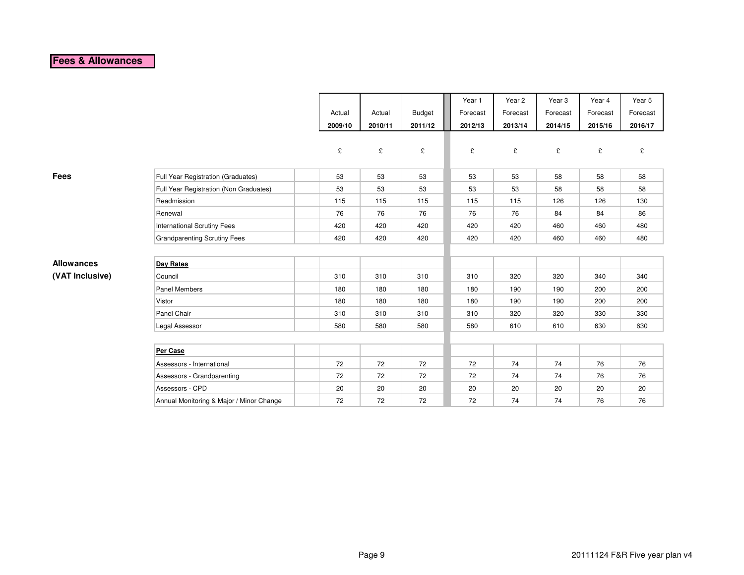# Fees & Allowances

| | | Actual 2009/10 | Actual 2010/11 | Budget 2011/12 | Year 1 Forecast 2012/13 | Year 2 Forecast 2013/14 | Year 3 Forecast 2014/15 | Year 4 Forecast 2015/16 | Year 5 Forecast 2016/17 |
|---|---|---|---|---|---|---|---|---|---|
| | | £ | £ | £ | £ | £ | £ | £ | £ |
| **Fees** | Full Year Registration (Graduates) | 53 | 53 | 53 | 53 | 53 | 58 | 58 | 58 |
| | Full Year Registration (Non Graduates) | 53 | 53 | 53 | 53 | 53 | 58 | 58 | 58 |
| | Readmission | 115 | 115 | 115 | 115 | 115 | 126 | 126 | 130 |
| | Renewal | 76 | 76 | 76 | 76 | 76 | 84 | 84 | 86 |
| | International Scrutiny Fees | 420 | 420 | 420 | 420 | 420 | 460 | 460 | 480 |
| | Grandparenting Scrutiny Fees | 420 | 420 | 420 | 420 | 420 | 460 | 460 | 480 |
| **Allowances (VAT Inclusive)** | **Day Rates** | | | | | | | | |
| | Council | 310 | 310 | 310 | 310 | 320 | 320 | 340 | 340 |
| | Panel Members | 180 | 180 | 180 | 180 | 190 | 190 | 200 | 200 |
| | Vistor | 180 | 180 | 180 | 180 | 190 | 190 | 200 | 200 |
| | Panel Chair | 310 | 310 | 310 | 310 | 320 | 320 | 330 | 330 |
| | Legal Assessor | 580 | 580 | 580 | 580 | 610 | 610 | 630 | 630 |
| | **Per Case** | | | | | | | | |
| | Assessors - International | 72 | 72 | 72 | 72 | 74 | 74 | 76 | 76 |
| | Assessors - Grandparenting | 72 | 72 | 72 | 72 | 74 | 74 | 76 | 76 |
| | Assessors - CPD | 20 | 20 | 20 | 20 | 20 | 20 | 20 | 20 |
| | Annual Monitoring & Major / Minor Change | 72 | 72 | 72 | 72 | 74 | 74 | 76 | 76 |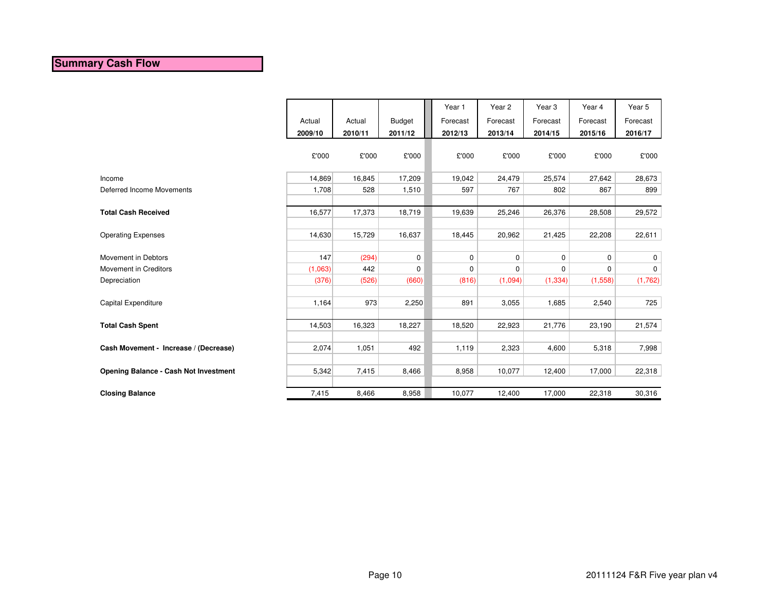## Summary Cash Flow

| | Actual 2009/10 | Actual 2010/11 | Budget 2011/12 | Year 1 Forecast 2012/13 | Year 2 Forecast 2013/14 | Year 3 Forecast 2014/15 | Year 4 Forecast 2015/16 | Year 5 Forecast 2016/17 |
|---|---|---|---|---|---|---|---|---|
| | £'000 | £'000 | £'000 | £'000 | £'000 | £'000 | £'000 | £'000 |
| Income | 14,869 | 16,845 | 17,209 | 19,042 | 24,479 | 25,574 | 27,642 | 28,673 |
| Deferred Income Movements | 1,708 | 528 | 1,510 | 597 | 767 | 802 | 867 | 899 |
| **Total Cash Received** | 16,577 | 17,373 | 18,719 | 19,639 | 25,246 | 26,376 | 28,508 | 29,572 |
| Operating Expenses | 14,630 | 15,729 | 16,637 | 18,445 | 20,962 | 21,425 | 22,208 | 22,611 |
| Movement in Debtors | 147 | (294) | 0 | 0 | 0 | 0 | 0 | 0 |
| Movement in Creditors | (1,063) | 442 | 0 | 0 | 0 | 0 | 0 | 0 |
| Depreciation | (376) | (526) | (660) | (816) | (1,094) | (1,334) | (1,558) | (1,762) |
| Capital Expenditure | 1,164 | 973 | 2,250 | 891 | 3,055 | 1,685 | 2,540 | 725 |
| **Total Cash Spent** | 14,503 | 16,323 | 18,227 | 18,520 | 22,923 | 21,776 | 23,190 | 21,574 |
| **Cash Movement - Increase / (Decrease)** | 2,074 | 1,051 | 492 | 1,119 | 2,323 | 4,600 | 5,318 | 7,998 |
| **Opening Balance - Cash Not Investment** | 5,342 | 7,415 | 8,466 | 8,958 | 10,077 | 12,400 | 17,000 | 22,318 |
| **Closing Balance** | 7,415 | 8,466 | 8,958 | 10,077 | 12,400 | 17,000 | 22,318 | 30,316 |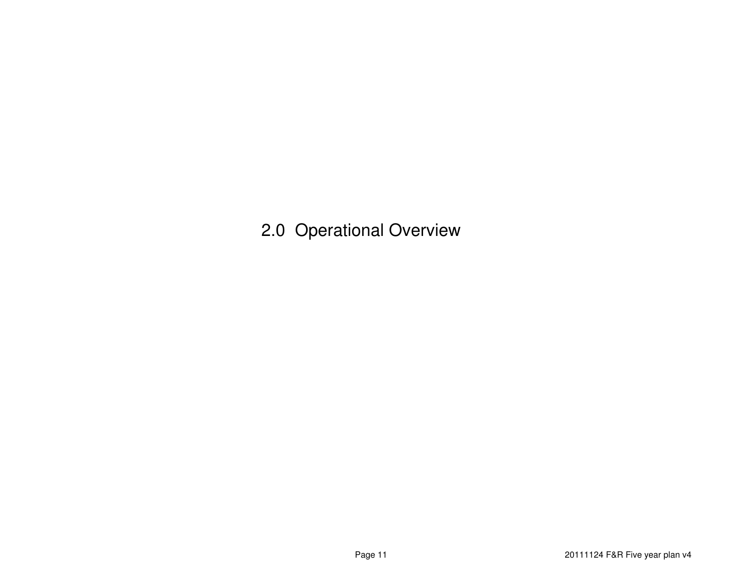# 2.0 Operational Overview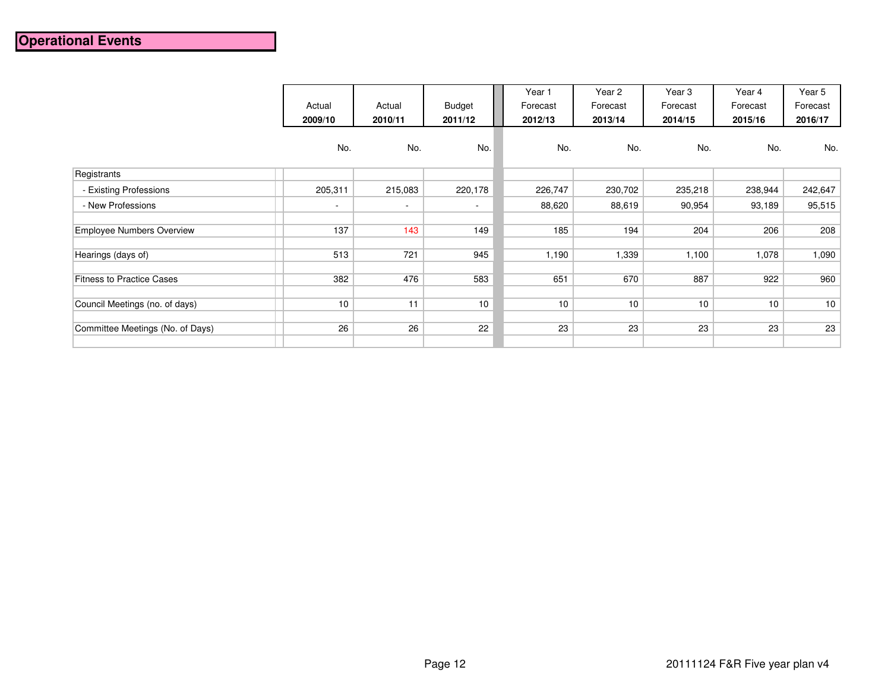# Operational Events

| | Actual 2009/10 | Actual 2010/11 | Budget 2011/12 | Year 1 Forecast 2012/13 | Year 2 Forecast 2013/14 | Year 3 Forecast 2014/15 | Year 4 Forecast 2015/16 | Year 5 Forecast 2016/17 |
|---|---|---|---|---|---|---|---|---|
| | No. | No. | No. | No. | No. | No. | No. | No. |
| Registrants | | | | | | | | |
| - Existing Professions | 205,311 | 215,083 | 220,178 | 226,747 | 230,702 | 235,218 | 238,944 | 242,647 |
| - New Professions | - | - | - | 88,620 | 88,619 | 90,954 | 93,189 | 95,515 |
| Employee Numbers Overview | 137 | 143 | 149 | 185 | 194 | 204 | 206 | 208 |
| Hearings (days of) | 513 | 721 | 945 | 1,190 | 1,339 | 1,100 | 1,078 | 1,090 |
| Fitness to Practice Cases | 382 | 476 | 583 | 651 | 670 | 887 | 922 | 960 |
| Council Meetings (no. of days) | 10 | 11 | 10 | 10 | 10 | 10 | 10 | 10 |
| Committee Meetings (No. of Days) | 26 | 26 | 22 | 23 | 23 | 23 | 23 | 23 |

20111124 F&R Five year plan v4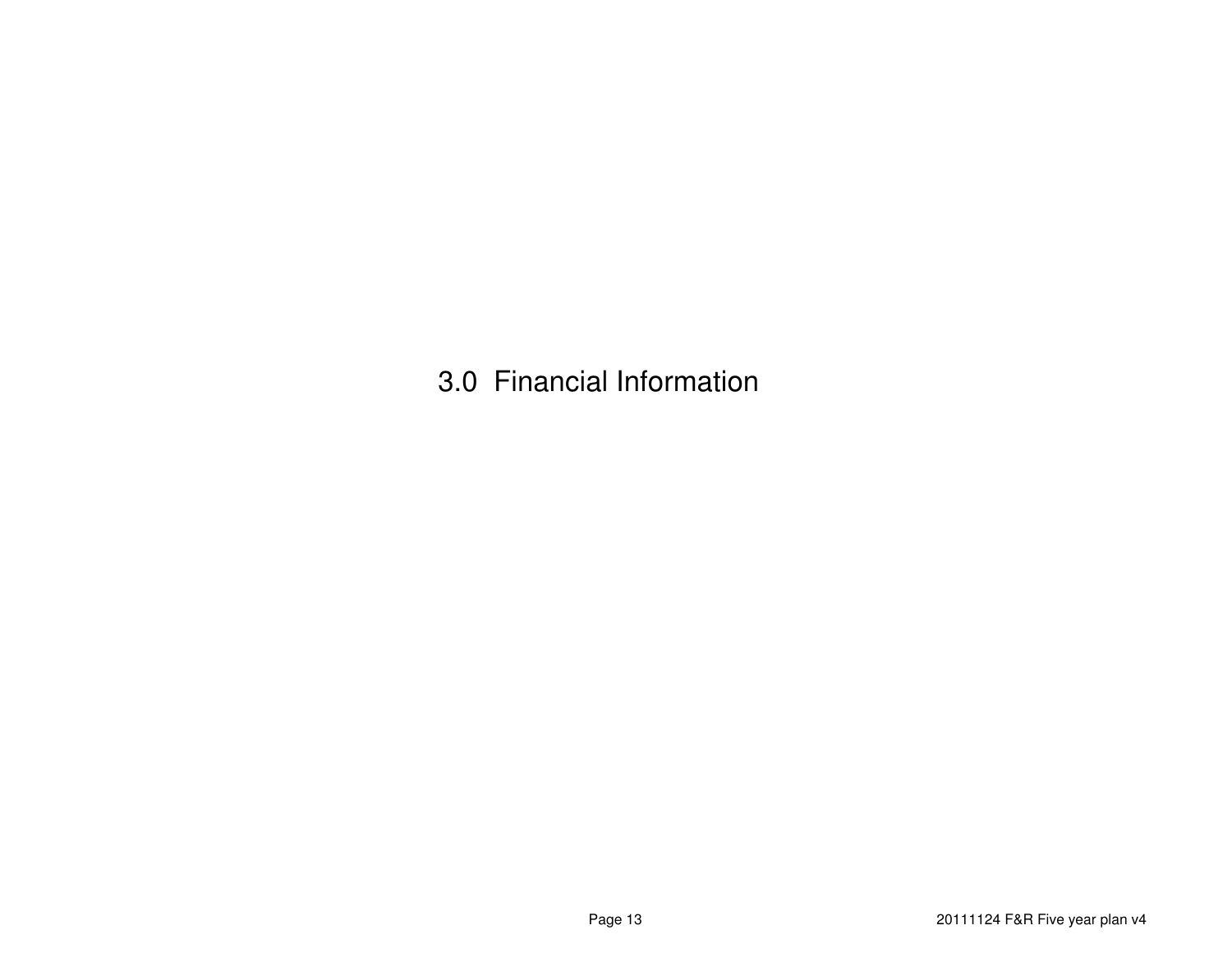# 3.0 Financial Information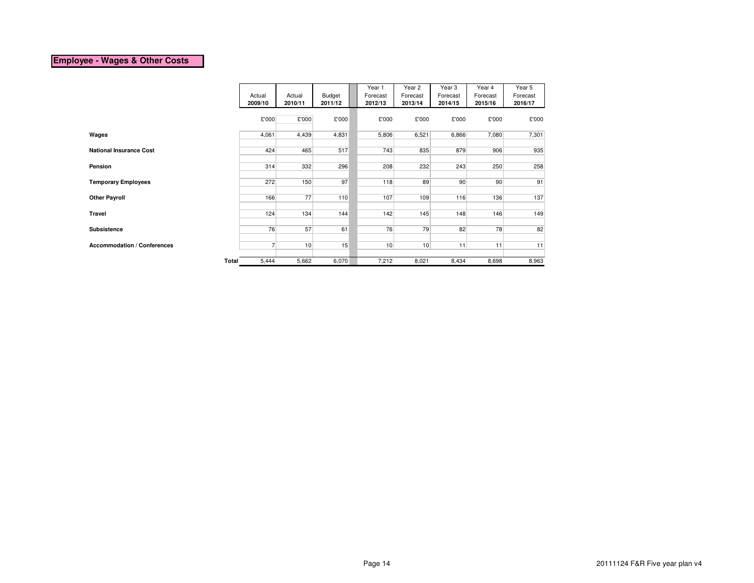## Employee - Wages & Other Costs

| | Actual 2009/10 | Actual 2010/11 | Budget 2011/12 | Year 1 Forecast 2012/13 | Year 2 Forecast 2013/14 | Year 3 Forecast 2014/15 | Year 4 Forecast 2015/16 | Year 5 Forecast 2016/17 |
|---|---|---|---|---|---|---|---|---|
| | £'000 | £'000 | £'000 | £'000 | £'000 | £'000 | £'000 | £'000 |
| **Wages** | 4,061 | 4,439 | 4,831 | 5,806 | 6,521 | 6,866 | 7,080 | 7,301 |
| **National Insurance Cost** | 424 | 465 | 517 | 743 | 835 | 879 | 906 | 935 |
| **Pension** | 314 | 332 | 296 | 208 | 232 | 243 | 250 | 258 |
| **Temporary Employees** | 272 | 150 | 97 | 118 | 89 | 90 | 90 | 91 |
| **Other Payroll** | 166 | 77 | 110 | 107 | 109 | 116 | 136 | 137 |
| **Travel** | 124 | 134 | 144 | 142 | 145 | 148 | 146 | 149 |
| **Subsistence** | 76 | 57 | 61 | 76 | 79 | 82 | 78 | 82 |
| **Accommodation / Conferences** | 7 | 10 | 15 | 10 | 10 | 11 | 11 | 11 |
| **Total** | 5,444 | 5,662 | 6,070 | 7,212 | 8,021 | 8,434 | 8,698 | 8,963 |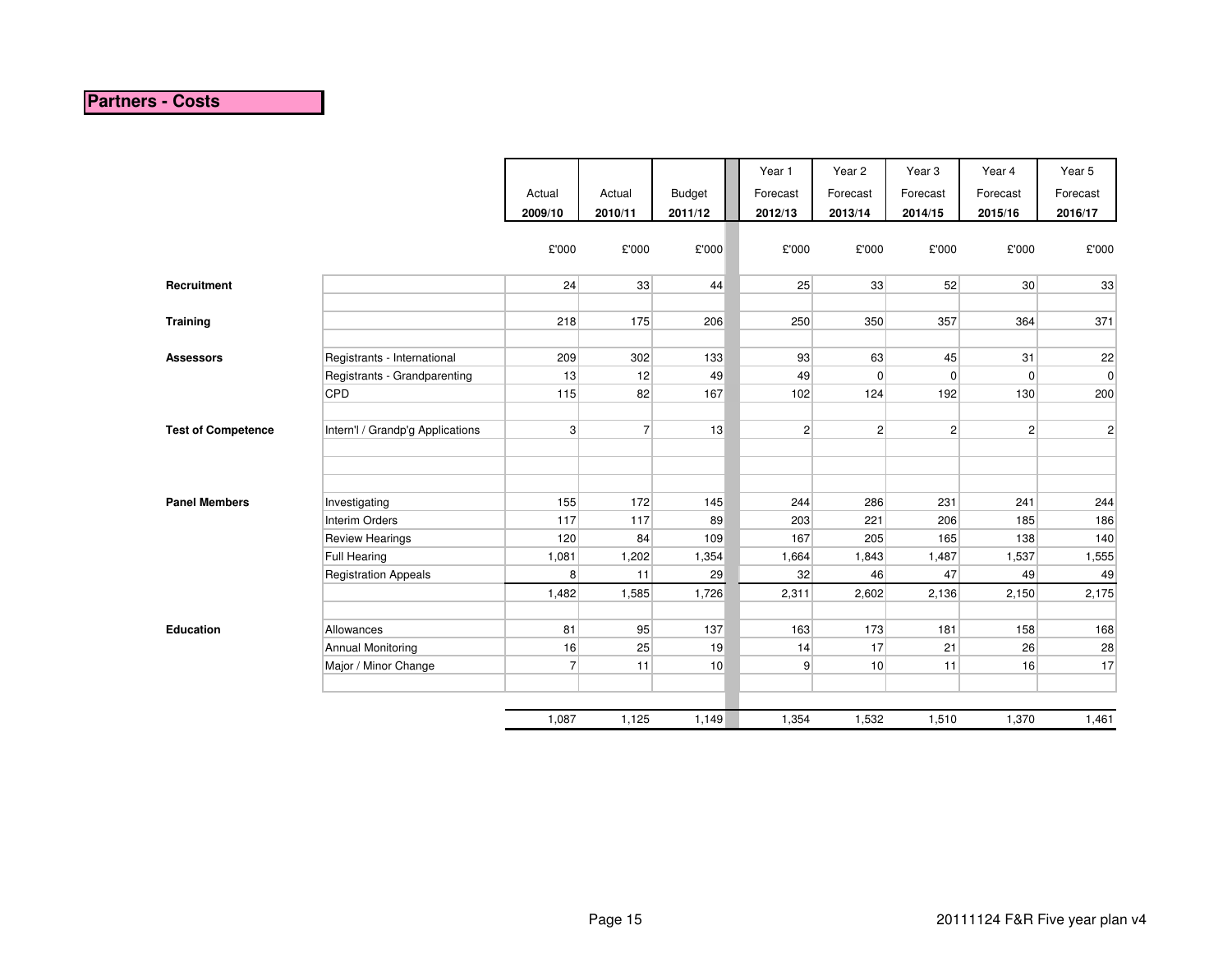## Partners - Costs

| | | Actual 2009/10 | Actual 2010/11 | Budget 2011/12 | Year 1 Forecast 2012/13 | Year 2 Forecast 2013/14 | Year 3 Forecast 2014/15 | Year 4 Forecast 2015/16 | Year 5 Forecast 2016/17 |
|---|---|---|---|---|---|---|---|---|---|
| | | £'000 | £'000 | £'000 | £'000 | £'000 | £'000 | £'000 | £'000 |
| **Recruitment** | | 24 | 33 | 44 | 25 | 33 | 52 | 30 | 33 |
| **Training** | | 218 | 175 | 206 | 250 | 350 | 357 | 364 | 371 |
| **Assessors** | Registrants - International | 209 | 302 | 133 | 93 | 63 | 45 | 31 | 22 |
| | Registrants - Grandparenting | 13 | 12 | 49 | 49 | 0 | 0 | 0 | 0 |
| | CPD | 115 | 82 | 167 | 102 | 124 | 192 | 130 | 200 |
| **Test of Competence** | Intern'l / Grandp'g Applications | 3 | 7 | 13 | 2 | 2 | 2 | 2 | 2 |
| **Panel Members** | Investigating | 155 | 172 | 145 | 244 | 286 | 231 | 241 | 244 |
| | Interim Orders | 117 | 117 | 89 | 203 | 221 | 206 | 185 | 186 |
| | Review Hearings | 120 | 84 | 109 | 167 | 205 | 165 | 138 | 140 |
| | Full Hearing | 1,081 | 1,202 | 1,354 | 1,664 | 1,843 | 1,487 | 1,537 | 1,555 |
| | Registration Appeals | 8 | 11 | 29 | 32 | 46 | 47 | 49 | 49 |
| | | 1,482 | 1,585 | 1,726 | 2,311 | 2,602 | 2,136 | 2,150 | 2,175 |
| **Education** | Allowances | 81 | 95 | 137 | 163 | 173 | 181 | 158 | 168 |
| | Annual Monitoring | 16 | 25 | 19 | 14 | 17 | 21 | 26 | 28 |
| | Major / Minor Change | 7 | 11 | 10 | 9 | 10 | 11 | 16 | 17 |
| | | 1,087 | 1,125 | 1,149 | 1,354 | 1,532 | 1,510 | 1,370 | 1,461 |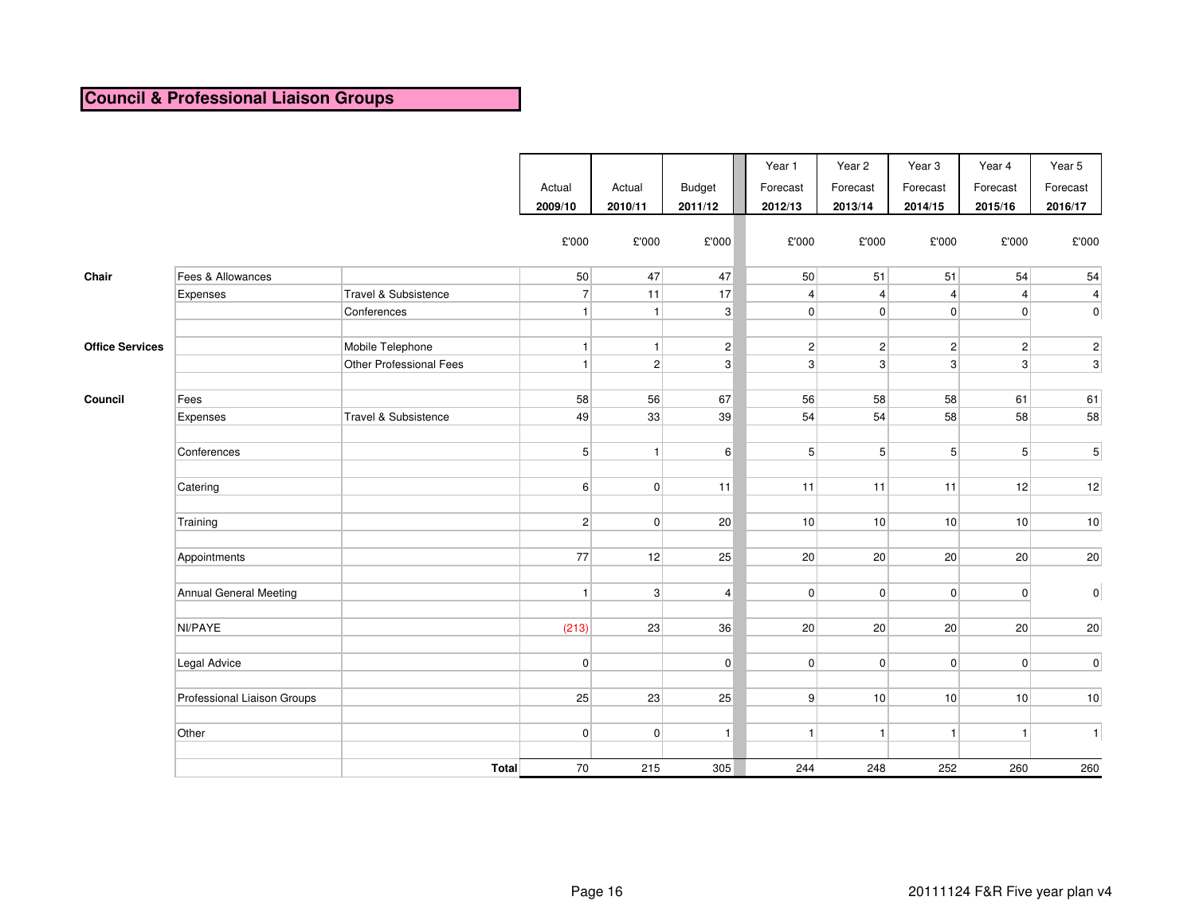## Council & Professional Liaison Groups

| | | | Actual | Actual | Budget | Year 1 Forecast | Year 2 Forecast | Year 3 Forecast | Year 4 Forecast | Year 5 Forecast |
|---|---|---|---|---|---|---|---|---|---|---|
| | | | 2009/10 | 2010/11 | 2011/12 | 2012/13 | 2013/14 | 2014/15 | 2015/16 | 2016/17 |
| | | | £'000 | £'000 | £'000 | £'000 | £'000 | £'000 | £'000 | £'000 |
| **Chair** | Fees & Allowances | | 50 | 47 | 47 | 50 | 51 | 51 | 54 | 54 |
| | Expenses | Travel & Subsistence | 7 | 11 | 17 | 4 | 4 | 4 | 4 | 4 |
| | | Conferences | 1 | 1 | 3 | 0 | 0 | 0 | 0 | 0 |
| **Office Services** | | Mobile Telephone | 1 | 1 | 2 | 2 | 2 | 2 | 2 | 2 |
| | | Other Professional Fees | 1 | 2 | 3 | 3 | 3 | 3 | 3 | 3 |
| **Council** | Fees | | 58 | 56 | 67 | 56 | 58 | 58 | 61 | 61 |
| | Expenses | Travel & Subsistence | 49 | 33 | 39 | 54 | 54 | 58 | 58 | 58 |
| | Conferences | | 5 | 1 | 6 | 5 | 5 | 5 | 5 | 5 |
| | Catering | | 6 | 0 | 11 | 11 | 11 | 11 | 12 | 12 |
| | Training | | 2 | 0 | 20 | 10 | 10 | 10 | 10 | 10 |
| | Appointments | | 77 | 12 | 25 | 20 | 20 | 20 | 20 | 20 |
| | Annual General Meeting | | 1 | 3 | 4 | 0 | 0 | 0 | 0 | 0 |
| | NI/PAYE | | (213) | 23 | 36 | 20 | 20 | 20 | 20 | 20 |
| | Legal Advice | | 0 | | 0 | 0 | 0 | 0 | 0 | 0 |
| | Professional Liaison Groups | | 25 | 23 | 25 | 9 | 10 | 10 | 10 | 10 |
| | Other | | 0 | 0 | 1 | 1 | 1 | 1 | 1 | 1 |
| | | **Total** | 70 | 215 | 305 | 244 | 248 | 252 | 260 | 260 |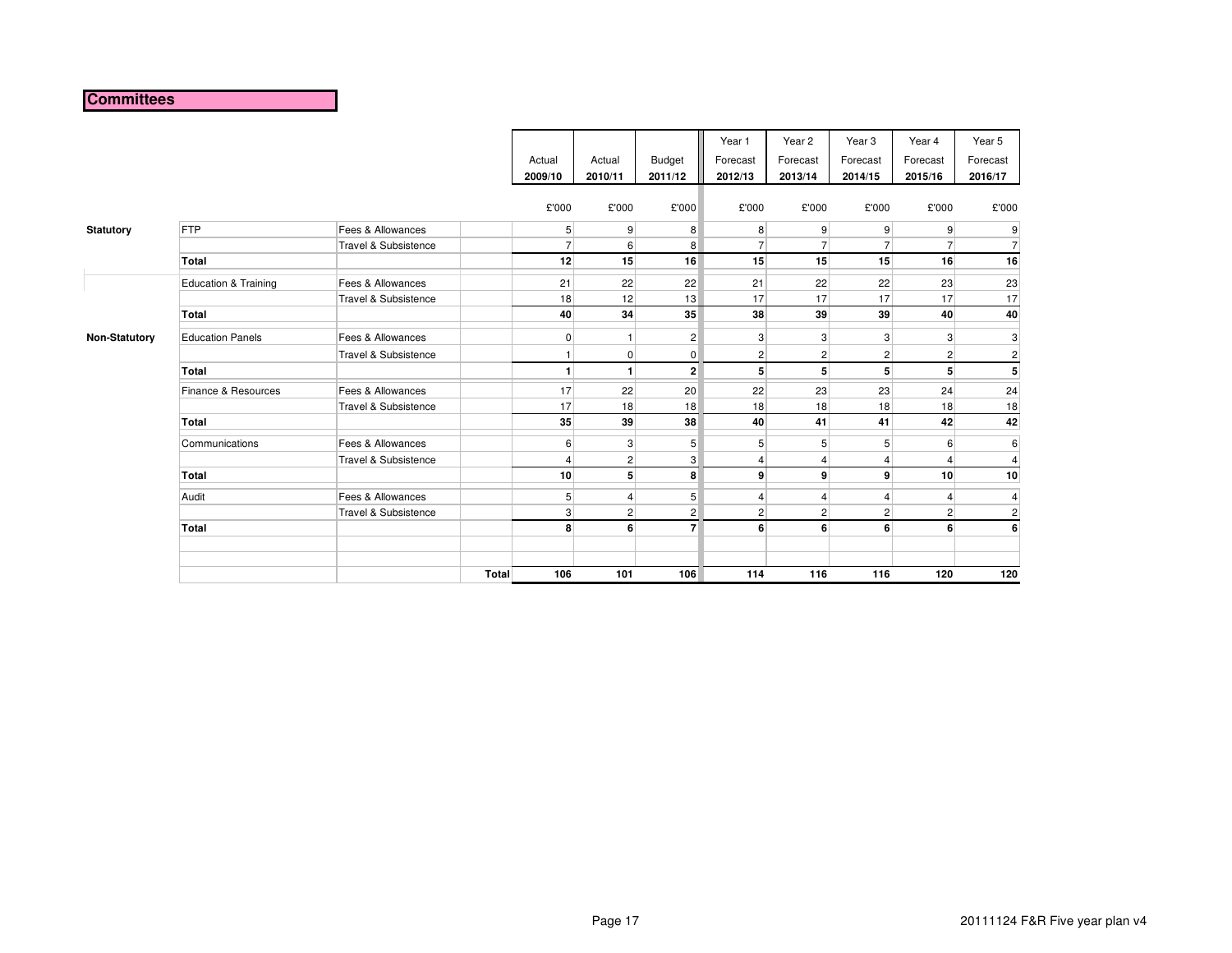# Committees

| | | | | Actual 2009/10 | Actual 2010/11 | Budget 2011/12 | Year 1 Forecast 2012/13 | Year 2 Forecast 2013/14 | Year 3 Forecast 2014/15 | Year 4 Forecast 2015/16 | Year 5 Forecast 2016/17 |
|---|---|---|---|---|---|---|---|---|---|---|---|
| | | | | £'000 | £'000 | £'000 | £'000 | £'000 | £'000 | £'000 | £'000 |
| **Statutory** | FTP | Fees & Allowances | | 5 | 9 | 8 | 8 | 9 | 9 | 9 | 9 |
| | | Travel & Subsistence | | 7 | 6 | 8 | 7 | 7 | 7 | 7 | 7 |
| | **Total** | | | **12** | **15** | **16** | **15** | **15** | **15** | **16** | **16** |
| | Education & Training | Fees & Allowances | | 21 | 22 | 22 | 21 | 22 | 22 | 23 | 23 |
| | | Travel & Subsistence | | 18 | 12 | 13 | 17 | 17 | 17 | 17 | 17 |
| | **Total** | | | **40** | **34** | **35** | **38** | **39** | **39** | **40** | **40** |
| **Non-Statutory** | Education Panels | Fees & Allowances | | 0 | 1 | 2 | 3 | 3 | 3 | 3 | 3 |
| | | Travel & Subsistence | | 1 | 0 | 0 | 2 | 2 | 2 | 2 | 2 |
| | **Total** | | | **1** | **1** | **2** | **5** | **5** | **5** | **5** | **5** |
| | Finance & Resources | Fees & Allowances | | 17 | 22 | 20 | 22 | 23 | 23 | 24 | 24 |
| | | Travel & Subsistence | | 17 | 18 | 18 | 18 | 18 | 18 | 18 | 18 |
| | **Total** | | | **35** | **39** | **38** | **40** | **41** | **41** | **42** | **42** |
| | Communications | Fees & Allowances | | 6 | 3 | 5 | 5 | 5 | 5 | 6 | 6 |
| | | Travel & Subsistence | | 4 | 2 | 3 | 4 | 4 | 4 | 4 | 4 |
| | **Total** | | | **10** | **5** | **8** | **9** | **9** | **9** | **10** | **10** |
| | Audit | Fees & Allowances | | 5 | 4 | 5 | 4 | 4 | 4 | 4 | 4 |
| | | Travel & Subsistence | | 3 | 2 | 2 | 2 | 2 | 2 | 2 | 2 |
| | **Total** | | | **8** | **6** | **7** | **6** | **6** | **6** | **6** | **6** |
| | | | **Total** | **106** | **101** | **106** | **114** | **116** | **116** | **120** | **120** |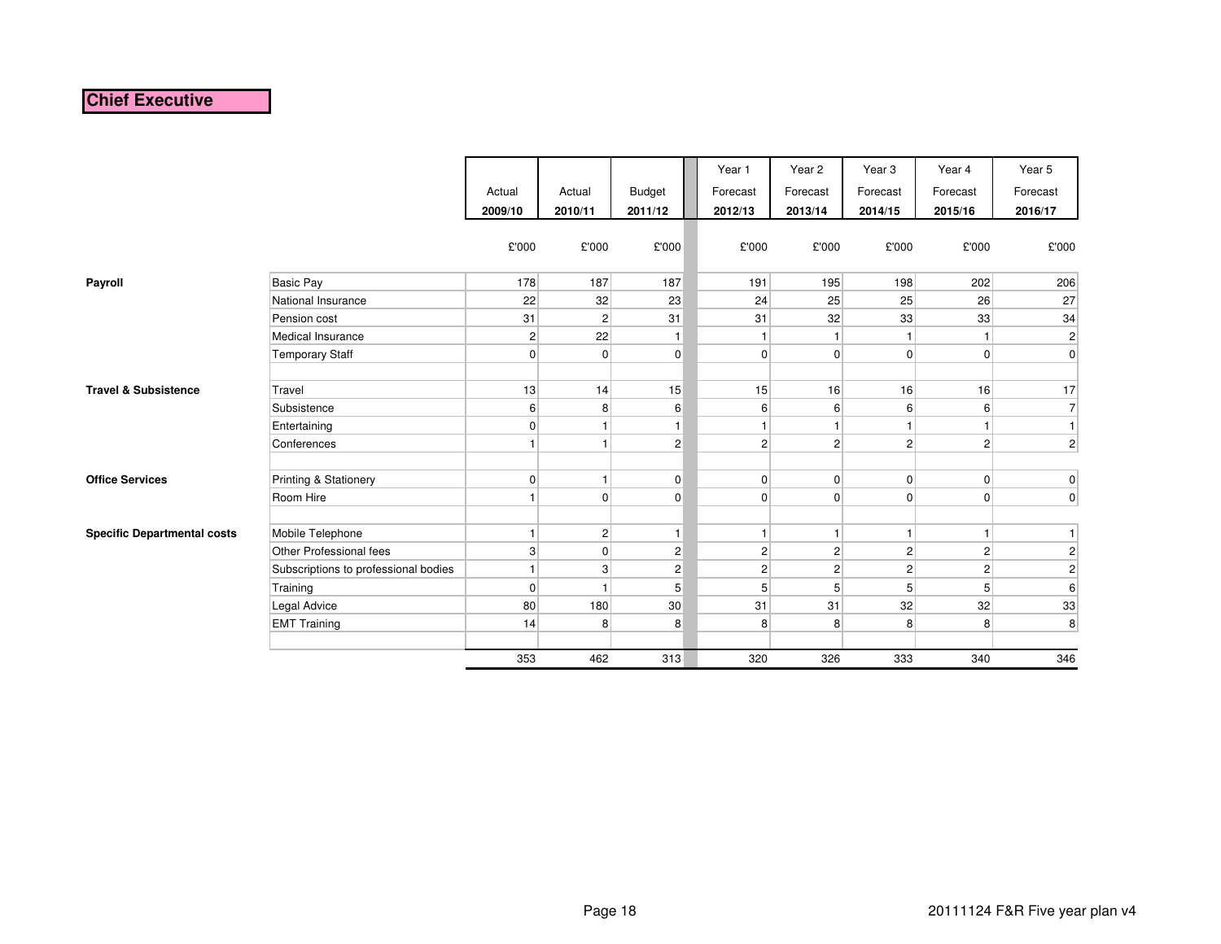# Chief Executive

| | | Actual 2009/10 | Actual 2010/11 | Budget 2011/12 | Year 1 Forecast 2012/13 | Year 2 Forecast 2013/14 | Year 3 Forecast 2014/15 | Year 4 Forecast 2015/16 | Year 5 Forecast 2016/17 |
|---|---|---|---|---|---|---|---|---|---|
| | | £'000 | £'000 | £'000 | £'000 | £'000 | £'000 | £'000 | £'000 |
| **Payroll** | Basic Pay | 178 | 187 | 187 | 191 | 195 | 198 | 202 | 206 |
| | National Insurance | 22 | 32 | 23 | 24 | 25 | 25 | 26 | 27 |
| | Pension cost | 31 | 2 | 31 | 31 | 32 | 33 | 33 | 34 |
| | Medical Insurance | 2 | 22 | 1 | 1 | 1 | 1 | 1 | 2 |
| | Temporary Staff | 0 | 0 | 0 | 0 | 0 | 0 | 0 | 0 |
| | | | | | | | | | |
| **Travel & Subsistence** | Travel | 13 | 14 | 15 | 15 | 16 | 16 | 16 | 17 |
| | Subsistence | 6 | 8 | 6 | 6 | 6 | 6 | 6 | 7 |
| | Entertaining | 0 | 1 | 1 | 1 | 1 | 1 | 1 | 1 |
| | Conferences | 1 | 1 | 2 | 2 | 2 | 2 | 2 | 2 |
| | | | | | | | | | |
| **Office Services** | Printing & Stationery | 0 | 1 | 0 | 0 | 0 | 0 | 0 | 0 |
| | Room Hire | 1 | 0 | 0 | 0 | 0 | 0 | 0 | 0 |
| | | | | | | | | | |
| **Specific Departmental costs** | Mobile Telephone | 1 | 2 | 1 | 1 | 1 | 1 | 1 | 1 |
| | Other Professional fees | 3 | 0 | 2 | 2 | 2 | 2 | 2 | 2 |
| | Subscriptions to professional bodies | 1 | 3 | 2 | 2 | 2 | 2 | 2 | 2 |
| | Training | 0 | 1 | 5 | 5 | 5 | 5 | 5 | 6 |
| | Legal Advice | 80 | 180 | 30 | 31 | 31 | 32 | 32 | 33 |
| | EMT Training | 14 | 8 | 8 | 8 | 8 | 8 | 8 | 8 |
| | | | | | | | | | |
| | | 353 | 462 | 313 | 320 | 326 | 333 | 340 | 346 |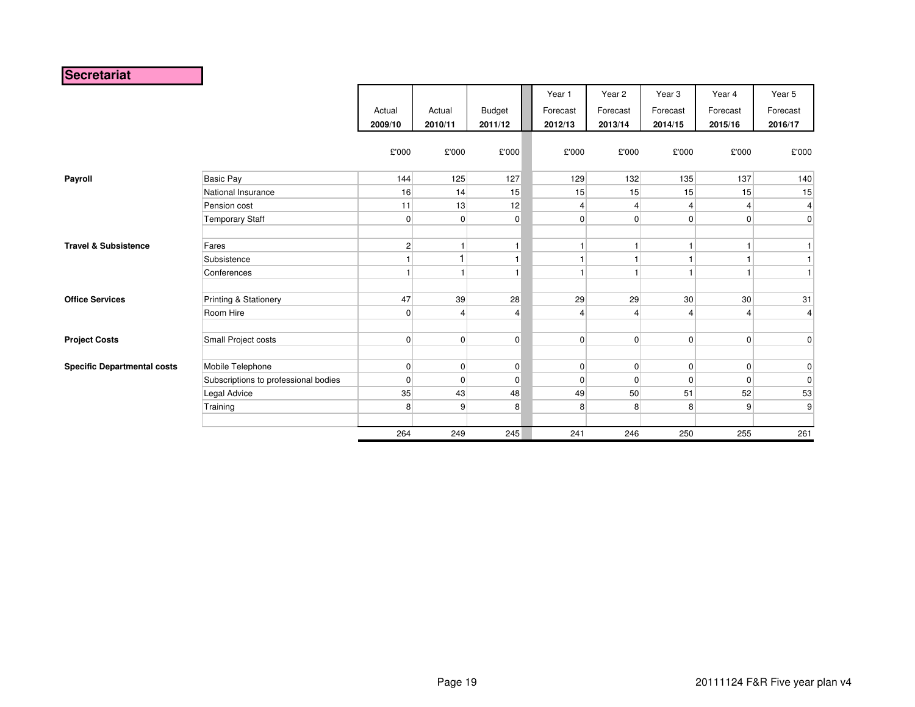# Secretariat

| | | Actual 2009/10 | Actual 2010/11 | Budget 2011/12 | Year 1 Forecast 2012/13 | Year 2 Forecast 2013/14 | Year 3 Forecast 2014/15 | Year 4 Forecast 2015/16 | Year 5 Forecast 2016/17 |
|---|---|---|---|---|---|---|---|---|---|
| | | £'000 | £'000 | £'000 | £'000 | £'000 | £'000 | £'000 | £'000 |
| **Payroll** | Basic Pay | 144 | 125 | 127 | 129 | 132 | 135 | 137 | 140 |
| | National Insurance | 16 | 14 | 15 | 15 | 15 | 15 | 15 | 15 |
| | Pension cost | 11 | 13 | 12 | 4 | 4 | 4 | 4 | 4 |
| | Temporary Staff | 0 | 0 | 0 | 0 | 0 | 0 | 0 | 0 |
| | | | | | | | | | |
| **Travel & Subsistence** | Fares | 2 | 1 | 1 | 1 | 1 | 1 | 1 | 1 |
| | Subsistence | 1 | 1 | 1 | 1 | 1 | 1 | 1 | 1 |
| | Conferences | 1 | 1 | 1 | 1 | 1 | 1 | 1 | 1 |
| | | | | | | | | | |
| **Office Services** | Printing & Stationery | 47 | 39 | 28 | 29 | 29 | 30 | 30 | 31 |
| | Room Hire | 0 | 4 | 4 | 4 | 4 | 4 | 4 | 4 |
| | | | | | | | | | |
| **Project Costs** | Small Project costs | 0 | 0 | 0 | 0 | 0 | 0 | 0 | 0 |
| | | | | | | | | | |
| **Specific Departmental costs** | Mobile Telephone | 0 | 0 | 0 | 0 | 0 | 0 | 0 | 0 |
| | Subscriptions to professional bodies | 0 | 0 | 0 | 0 | 0 | 0 | 0 | 0 |
| | Legal Advice | 35 | 43 | 48 | 49 | 50 | 51 | 52 | 53 |
| | Training | 8 | 9 | 8 | 8 | 8 | 8 | 9 | 9 |
| | | | | | | | | | |
| | | 264 | 249 | 245 | 241 | 246 | 250 | 255 | 261 |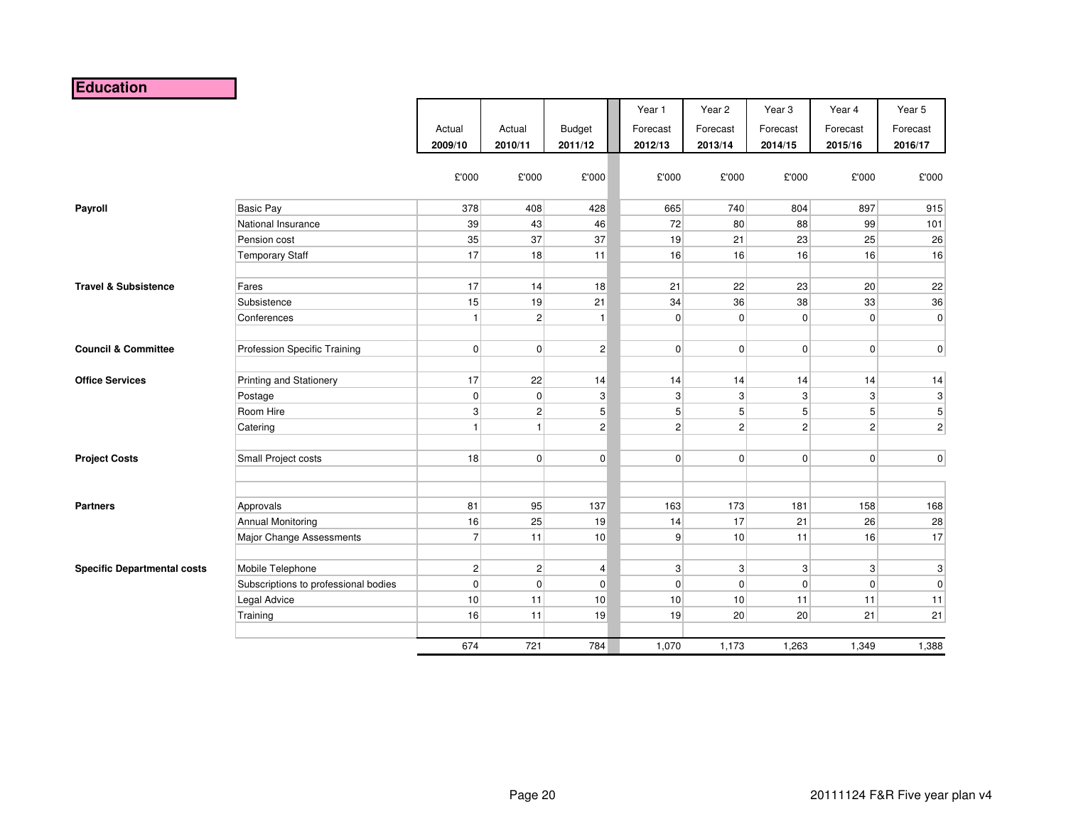## Education

| | | Actual 2009/10 | Actual 2010/11 | Budget 2011/12 | Year 1 Forecast 2012/13 | Year 2 Forecast 2013/14 | Year 3 Forecast 2014/15 | Year 4 Forecast 2015/16 | Year 5 Forecast 2016/17 |
|---|---|---|---|---|---|---|---|---|---|
| | | £'000 | £'000 | £'000 | £'000 | £'000 | £'000 | £'000 | £'000 |
| **Payroll** | Basic Pay | 378 | 408 | 428 | 665 | 740 | 804 | 897 | 915 |
| | National Insurance | 39 | 43 | 46 | 72 | 80 | 88 | 99 | 101 |
| | Pension cost | 35 | 37 | 37 | 19 | 21 | 23 | 25 | 26 |
| | Temporary Staff | 17 | 18 | 11 | 16 | 16 | 16 | 16 | 16 |
| **Travel & Subsistence** | Fares | 17 | 14 | 18 | 21 | 22 | 23 | 20 | 22 |
| | Subsistence | 15 | 19 | 21 | 34 | 36 | 38 | 33 | 36 |
| | Conferences | 1 | 2 | 1 | 0 | 0 | 0 | 0 | 0 |
| **Council & Committee** | Profession Specific Training | 0 | 0 | 2 | 0 | 0 | 0 | 0 | 0 |
| **Office Services** | Printing and Stationery | 17 | 22 | 14 | 14 | 14 | 14 | 14 | 14 |
| | Postage | 0 | 0 | 3 | 3 | 3 | 3 | 3 | 3 |
| | Room Hire | 3 | 2 | 5 | 5 | 5 | 5 | 5 | 5 |
| | Catering | 1 | 1 | 2 | 2 | 2 | 2 | 2 | 2 |
| **Project Costs** | Small Project costs | 18 | 0 | 0 | 0 | 0 | 0 | 0 | 0 |
| **Partners** | Approvals | 81 | 95 | 137 | 163 | 173 | 181 | 158 | 168 |
| | Annual Monitoring | 16 | 25 | 19 | 14 | 17 | 21 | 26 | 28 |
| | Major Change Assessments | 7 | 11 | 10 | 9 | 10 | 11 | 16 | 17 |
| **Specific Departmental costs** | Mobile Telephone | 2 | 2 | 4 | 3 | 3 | 3 | 3 | 3 |
| | Subscriptions to professional bodies | 0 | 0 | 0 | 0 | 0 | 0 | 0 | 0 |
| | Legal Advice | 10 | 11 | 10 | 10 | 10 | 11 | 11 | 11 |
| | Training | 16 | 11 | 19 | 19 | 20 | 20 | 21 | 21 |
| | | 674 | 721 | 784 | 1,070 | 1,173 | 1,263 | 1,349 | 1,388 |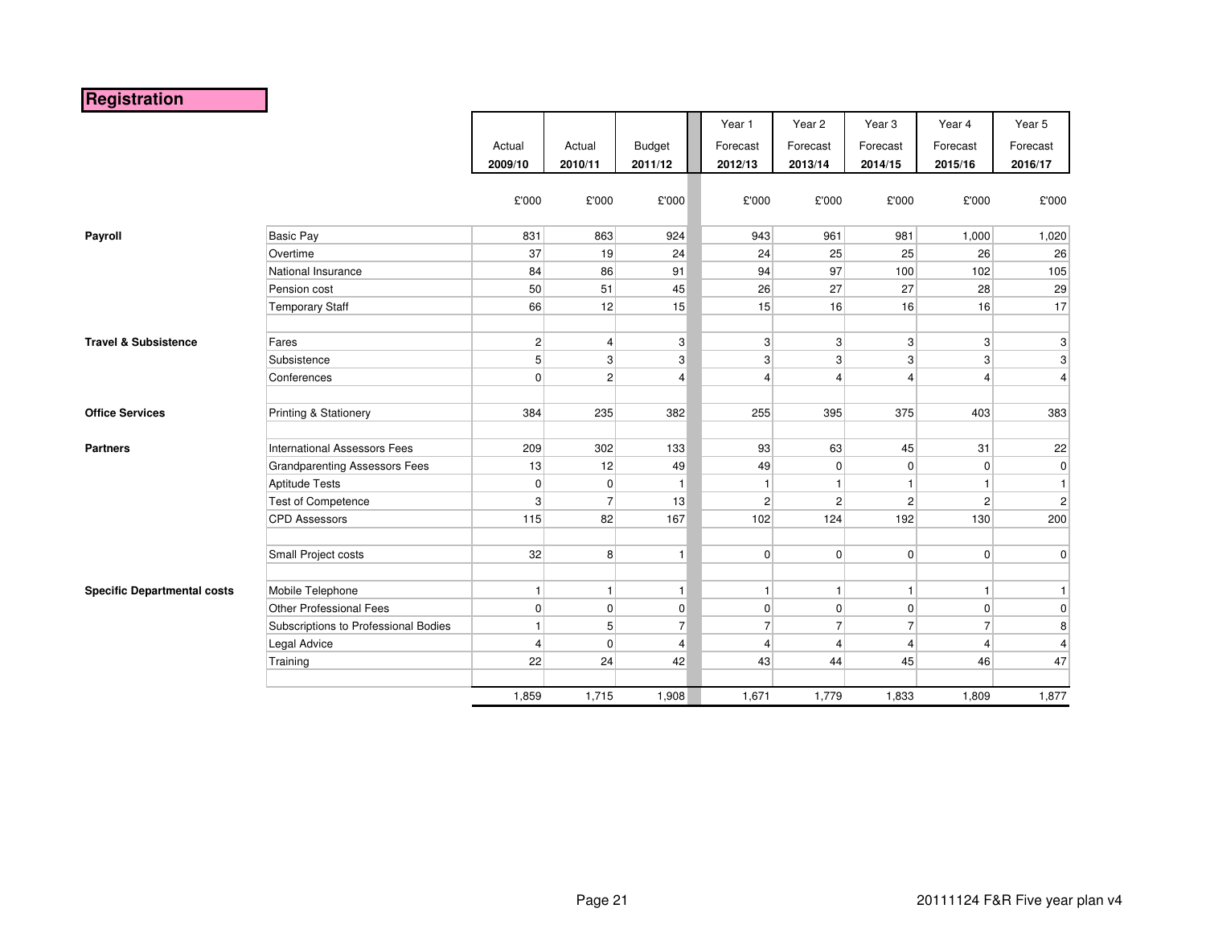# Registration

| | | Actual 2009/10 | Actual 2010/11 | Budget 2011/12 | Year 1 Forecast 2012/13 | Year 2 Forecast 2013/14 | Year 3 Forecast 2014/15 | Year 4 Forecast 2015/16 | Year 5 Forecast 2016/17 |
|---|---|---|---|---|---|---|---|---|---|
| | | £'000 | £'000 | £'000 | £'000 | £'000 | £'000 | £'000 | £'000 |
| **Payroll** | Basic Pay | 831 | 863 | 924 | 943 | 961 | 981 | 1,000 | 1,020 |
| | Overtime | 37 | 19 | 24 | 24 | 25 | 25 | 26 | 26 |
| | National Insurance | 84 | 86 | 91 | 94 | 97 | 100 | 102 | 105 |
| | Pension cost | 50 | 51 | 45 | 26 | 27 | 27 | 28 | 29 |
| | Temporary Staff | 66 | 12 | 15 | 15 | 16 | 16 | 16 | 17 |
| | | | | | | | | | |
| **Travel & Subsistence** | Fares | 2 | 4 | 3 | 3 | 3 | 3 | 3 | 3 |
| | Subsistence | 5 | 3 | 3 | 3 | 3 | 3 | 3 | 3 |
| | Conferences | 0 | 2 | 4 | 4 | 4 | 4 | 4 | 4 |
| | | | | | | | | | |
| **Office Services** | Printing & Stationery | 384 | 235 | 382 | 255 | 395 | 375 | 403 | 383 |
| | | | | | | | | | |
| **Partners** | International Assessors Fees | 209 | 302 | 133 | 93 | 63 | 45 | 31 | 22 |
| | Grandparenting Assessors Fees | 13 | 12 | 49 | 49 | 0 | 0 | 0 | 0 |
| | Aptitude Tests | 0 | 0 | 1 | 1 | 1 | 1 | 1 | 1 |
| | Test of Competence | 3 | 7 | 13 | 2 | 2 | 2 | 2 | 2 |
| | CPD Assessors | 115 | 82 | 167 | 102 | 124 | 192 | 130 | 200 |
| | | | | | | | | | |
| | Small Project costs | 32 | 8 | 1 | 0 | 0 | 0 | 0 | 0 |
| | | | | | | | | | |
| **Specific Departmental costs** | Mobile Telephone | 1 | 1 | 1 | 1 | 1 | 1 | 1 | 1 |
| | Other Professional Fees | 0 | 0 | 0 | 0 | 0 | 0 | 0 | 0 |
| | Subscriptions to Professional Bodies | 1 | 5 | 7 | 7 | 7 | 7 | 7 | 8 |
| | Legal Advice | 4 | 0 | 4 | 4 | 4 | 4 | 4 | 4 |
| | Training | 22 | 24 | 42 | 43 | 44 | 45 | 46 | 47 |
| | | | | | | | | | |
| | | 1,859 | 1,715 | 1,908 | 1,671 | 1,779 | 1,833 | 1,809 | 1,877 |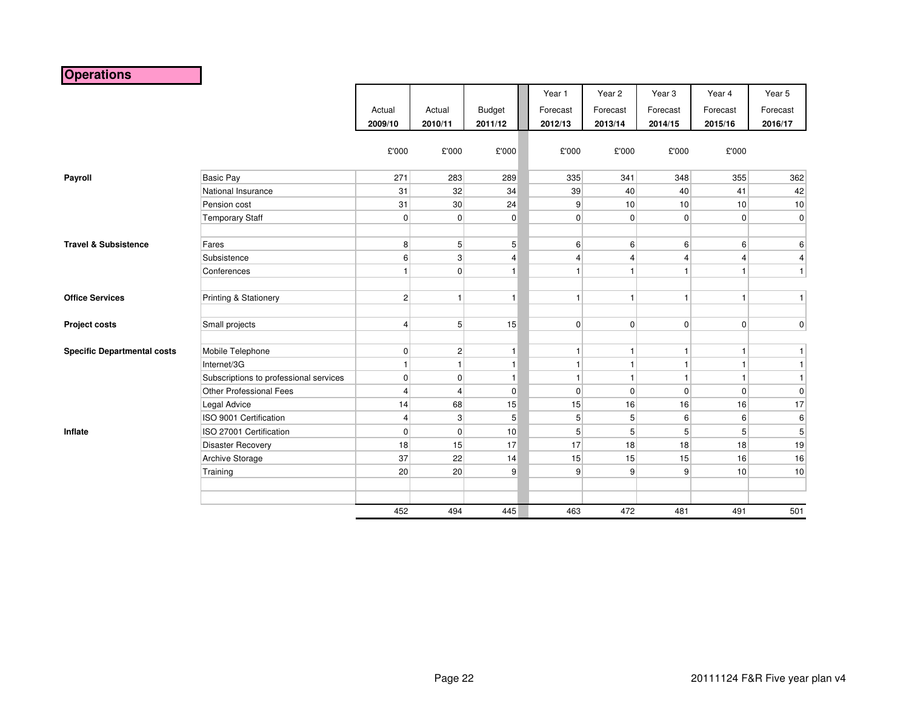## Operations

| | | Actual 2009/10 | Actual 2010/11 | Budget 2011/12 | Year 1 Forecast 2012/13 | Year 2 Forecast 2013/14 | Year 3 Forecast 2014/15 | Year 4 Forecast 2015/16 | Year 5 Forecast 2016/17 |
|---|---|---|---|---|---|---|---|---|---|
| | | £'000 | £'000 | £'000 | £'000 | £'000 | £'000 | £'000 | |
| **Payroll** | Basic Pay | 271 | 283 | 289 | 335 | 341 | 348 | 355 | 362 |
| | National Insurance | 31 | 32 | 34 | 39 | 40 | 40 | 41 | 42 |
| | Pension cost | 31 | 30 | 24 | 9 | 10 | 10 | 10 | 10 |
| | Temporary Staff | 0 | 0 | 0 | 0 | 0 | 0 | 0 | 0 |
| | | | | | | | | | |
| **Travel & Subsistence** | Fares | 8 | 5 | 5 | 6 | 6 | 6 | 6 | 6 |
| | Subsistence | 6 | 3 | 4 | 4 | 4 | 4 | 4 | 4 |
| | Conferences | 1 | 0 | 1 | 1 | 1 | 1 | 1 | 1 |
| | | | | | | | | | |
| **Office Services** | Printing & Stationery | 2 | 1 | 1 | 1 | 1 | 1 | 1 | 1 |
| | | | | | | | | | |
| **Project costs** | Small projects | 4 | 5 | 15 | 0 | 0 | 0 | 0 | 0 |
| | | | | | | | | | |
| **Specific Departmental costs** | Mobile Telephone | 0 | 2 | 1 | 1 | 1 | 1 | 1 | 1 |
| | Internet/3G | 1 | 1 | 1 | 1 | 1 | 1 | 1 | 1 |
| | Subscriptions to professional services | 0 | 0 | 1 | 1 | 1 | 1 | 1 | 1 |
| | Other Professional Fees | 4 | 4 | 0 | 0 | 0 | 0 | 0 | 0 |
| | Legal Advice | 14 | 68 | 15 | 15 | 16 | 16 | 16 | 17 |
| | ISO 9001 Certification | 4 | 3 | 5 | 5 | 5 | 6 | 6 | 6 |
| **Inflate** | ISO 27001 Certification | 0 | 0 | 10 | 5 | 5 | 5 | 5 | 5 |
| | Disaster Recovery | 18 | 15 | 17 | 17 | 18 | 18 | 18 | 19 |
| | Archive Storage | 37 | 22 | 14 | 15 | 15 | 15 | 16 | 16 |
| | Training | 20 | 20 | 9 | 9 | 9 | 9 | 10 | 10 |
| | | | | | | | | | |
| | | | | | | | | | |
| | | 452 | 494 | 445 | 463 | 472 | 481 | 491 | 501 |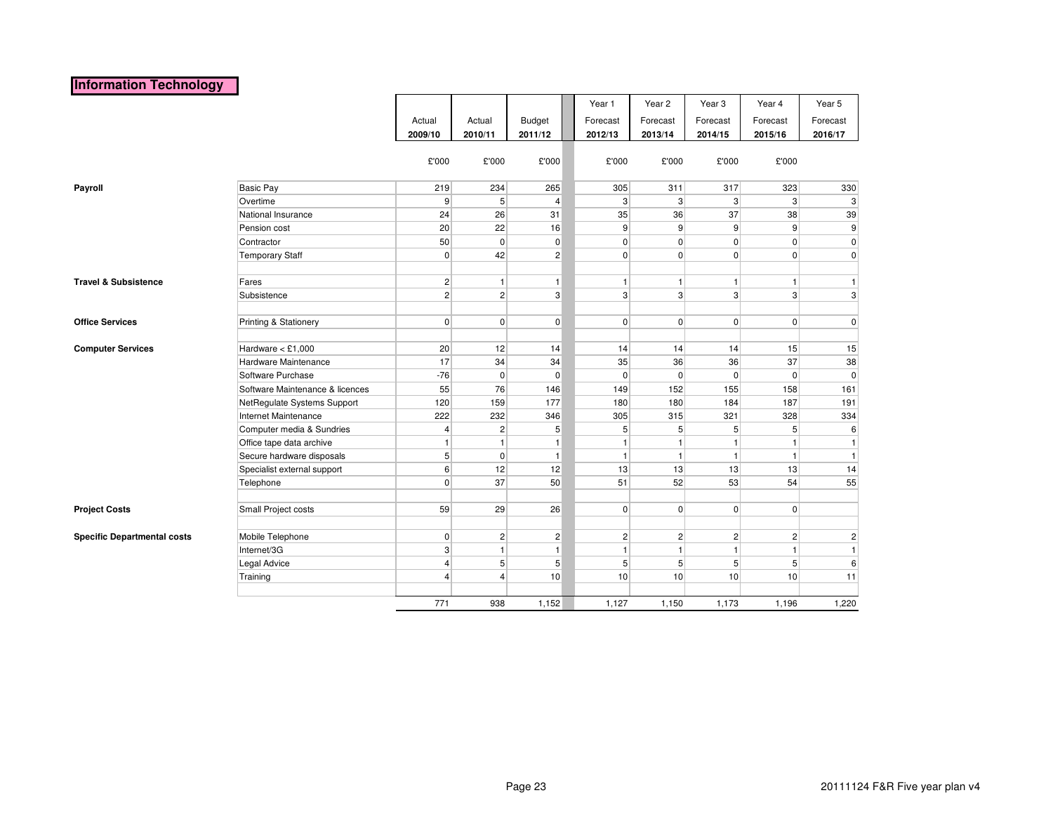# Information Technology

| | | Actual 2009/10 | Actual 2010/11 | Budget 2011/12 | Year 1 Forecast 2012/13 | Year 2 Forecast 2013/14 | Year 3 Forecast 2014/15 | Year 4 Forecast 2015/16 | Year 5 Forecast 2016/17 |
|---|---|---|---|---|---|---|---|---|---|
| | | £'000 | £'000 | £'000 | £'000 | £'000 | £'000 | £'000 | |
| **Payroll** | Basic Pay | 219 | 234 | 265 | 305 | 311 | 317 | 323 | 330 |
| | Overtime | 9 | 5 | 4 | 3 | 3 | 3 | 3 | 3 |
| | National Insurance | 24 | 26 | 31 | 35 | 36 | 37 | 38 | 39 |
| | Pension cost | 20 | 22 | 16 | 9 | 9 | 9 | 9 | 9 |
| | Contractor | 50 | 0 | 0 | 0 | 0 | 0 | 0 | 0 |
| | Temporary Staff | 0 | 42 | 2 | 0 | 0 | 0 | 0 | 0 |
| **Travel & Subsistence** | Fares | 2 | 1 | 1 | 1 | 1 | 1 | 1 | 1 |
| | Subsistence | 2 | 2 | 3 | 3 | 3 | 3 | 3 | 3 |
| **Office Services** | Printing & Stationery | 0 | 0 | 0 | 0 | 0 | 0 | 0 | 0 |
| **Computer Services** | Hardware < £1,000 | 20 | 12 | 14 | 14 | 14 | 14 | 15 | 15 |
| | Hardware Maintenance | 17 | 34 | 34 | 35 | 36 | 36 | 37 | 38 |
| | Software Purchase | -76 | 0 | 0 | 0 | 0 | 0 | 0 | 0 |
| | Software Maintenance & licences | 55 | 76 | 146 | 149 | 152 | 155 | 158 | 161 |
| | NetRegulate Systems Support | 120 | 159 | 177 | 180 | 180 | 184 | 187 | 191 |
| | Internet Maintenance | 222 | 232 | 346 | 305 | 315 | 321 | 328 | 334 |
| | Computer media & Sundries | 4 | 2 | 5 | 5 | 5 | 5 | 5 | 6 |
| | Office tape data archive | 1 | 1 | 1 | 1 | 1 | 1 | 1 | 1 |
| | Secure hardware disposals | 5 | 0 | 1 | 1 | 1 | 1 | 1 | 1 |
| | Specialist external support | 6 | 12 | 12 | 13 | 13 | 13 | 13 | 14 |
| | Telephone | 0 | 37 | 50 | 51 | 52 | 53 | 54 | 55 |
| **Project Costs** | Small Project costs | 59 | 29 | 26 | 0 | 0 | 0 | 0 | |
| **Specific Departmental costs** | Mobile Telephone | 0 | 2 | 2 | 2 | 2 | 2 | 2 | 2 |
| | Internet/3G | 3 | 1 | 1 | 1 | 1 | 1 | 1 | 1 |
| | Legal Advice | 4 | 5 | 5 | 5 | 5 | 5 | 5 | 6 |
| | Training | 4 | 4 | 10 | 10 | 10 | 10 | 10 | 11 |
| | | 771 | 938 | 1,152 | 1,127 | 1,150 | 1,173 | 1,196 | 1,220 |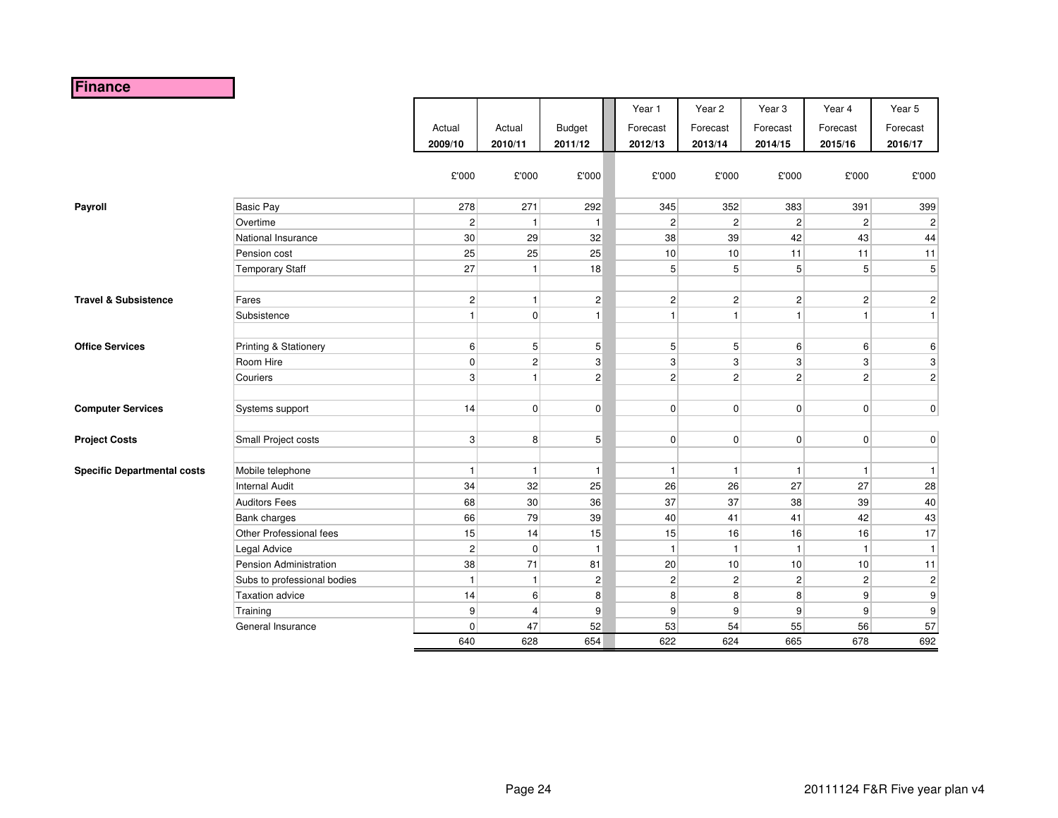# Finance

| | | Actual 2009/10 | Actual 2010/11 | Budget 2011/12 | Year 1 Forecast 2012/13 | Year 2 Forecast 2013/14 | Year 3 Forecast 2014/15 | Year 4 Forecast 2015/16 | Year 5 Forecast 2016/17 |
|---|---|---|---|---|---|---|---|---|---|
| | | £'000 | £'000 | £'000 | £'000 | £'000 | £'000 | £'000 | £'000 |
| **Payroll** | Basic Pay | 278 | 271 | 292 | 345 | 352 | 383 | 391 | 399 |
| | Overtime | 2 | 1 | 1 | 2 | 2 | 2 | 2 | 2 |
| | National Insurance | 30 | 29 | 32 | 38 | 39 | 42 | 43 | 44 |
| | Pension cost | 25 | 25 | 25 | 10 | 10 | 11 | 11 | 11 |
| | Temporary Staff | 27 | 1 | 18 | 5 | 5 | 5 | 5 | 5 |
| **Travel & Subsistence** | Fares | 2 | 1 | 2 | 2 | 2 | 2 | 2 | 2 |
| | Subsistence | 1 | 0 | 1 | 1 | 1 | 1 | 1 | 1 |
| **Office Services** | Printing & Stationery | 6 | 5 | 5 | 5 | 5 | 6 | 6 | 6 |
| | Room Hire | 0 | 2 | 3 | 3 | 3 | 3 | 3 | 3 |
| | Couriers | 3 | 1 | 2 | 2 | 2 | 2 | 2 | 2 |
| **Computer Services** | Systems support | 14 | 0 | 0 | 0 | 0 | 0 | 0 | 0 |
| **Project Costs** | Small Project costs | 3 | 8 | 5 | 0 | 0 | 0 | 0 | 0 |
| **Specific Departmental costs** | Mobile telephone | 1 | 1 | 1 | 1 | 1 | 1 | 1 | 1 |
| | Internal Audit | 34 | 32 | 25 | 26 | 26 | 27 | 27 | 28 |
| | Auditors Fees | 68 | 30 | 36 | 37 | 37 | 38 | 39 | 40 |
| | Bank charges | 66 | 79 | 39 | 40 | 41 | 41 | 42 | 43 |
| | Other Professional fees | 15 | 14 | 15 | 15 | 16 | 16 | 16 | 17 |
| | Legal Advice | 2 | 0 | 1 | 1 | 1 | 1 | 1 | 1 |
| | Pension Administration | 38 | 71 | 81 | 20 | 10 | 10 | 10 | 11 |
| | Subs to professional bodies | 1 | 1 | 2 | 2 | 2 | 2 | 2 | 2 |
| | Taxation advice | 14 | 6 | 8 | 8 | 8 | 8 | 9 | 9 |
| | Training | 9 | 4 | 9 | 9 | 9 | 9 | 9 | 9 |
| | General Insurance | 0 | 47 | 52 | 53 | 54 | 55 | 56 | 57 |
| | | 640 | 628 | 654 | 622 | 624 | 665 | 678 | 692 |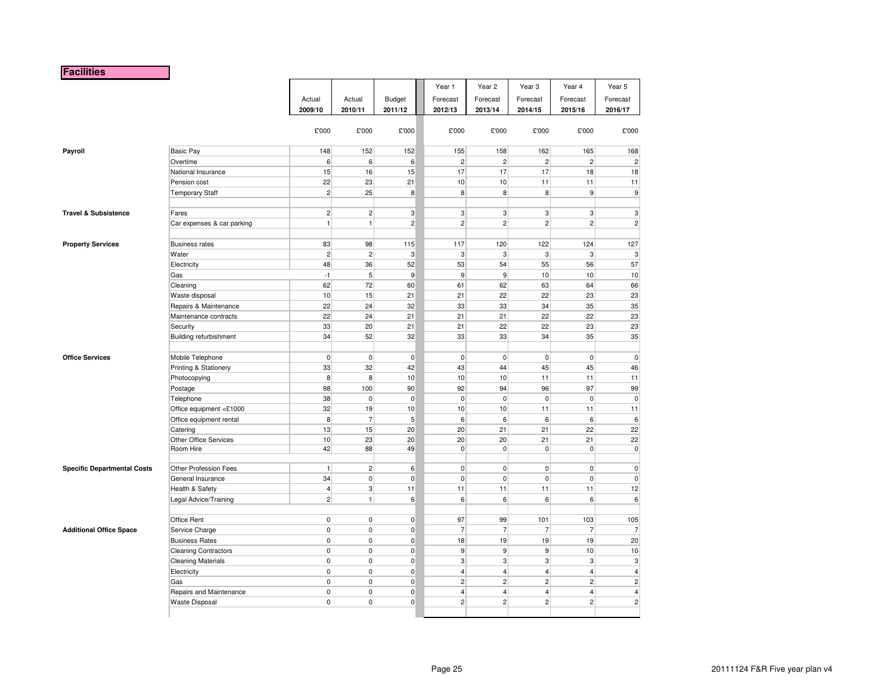## Facilities

| | | Actual 2009/10 | Actual 2010/11 | Budget 2011/12 | Year 1 Forecast 2012/13 | Year 2 Forecast 2013/14 | Year 3 Forecast 2014/15 | Year 4 Forecast 2015/16 | Year 5 Forecast 2016/17 |
|---|---|---|---|---|---|---|---|---|---|
| | | £'000 | £'000 | £'000 | £'000 | £'000 | £'000 | £'000 | £'000 |
| **Payroll** | Basic Pay | 148 | 152 | 152 | 155 | 158 | 162 | 165 | 168 |
| | Overtime | 6 | 6 | 6 | 2 | 2 | 2 | 2 | 2 |
| | National Insurance | 15 | 16 | 15 | 17 | 17 | 17 | 18 | 18 |
| | Pension cost | 22 | 23 | 21 | 10 | 10 | 11 | 11 | 11 |
| | Temporary Staff | 2 | 25 | 8 | 8 | 8 | 8 | 9 | 9 |
| **Travel & Subsistence** | Fares | 2 | 2 | 3 | 3 | 3 | 3 | 3 | 3 |
| | Car expenses & car parking | 1 | 1 | 2 | 2 | 2 | 2 | 2 | 2 |
| **Property Services** | Business rates | 83 | 98 | 115 | 117 | 120 | 122 | 124 | 127 |
| | Water | 2 | 2 | 3 | 3 | 3 | 3 | 3 | 3 |
| | Electricity | 48 | 36 | 52 | 53 | 54 | 55 | 56 | 57 |
| | Gas | -1 | 5 | 9 | 9 | 9 | 10 | 10 | 10 |
| | Cleaning | 62 | 72 | 60 | 61 | 62 | 63 | 64 | 66 |
| | Waste disposal | 10 | 15 | 21 | 21 | 22 | 22 | 23 | 23 |
| | Repairs & Maintenance | 22 | 24 | 32 | 33 | 33 | 34 | 35 | 35 |
| | Maintenance contracts | 22 | 24 | 21 | 21 | 21 | 22 | 22 | 23 |
| | Security | 33 | 20 | 21 | 21 | 22 | 22 | 23 | 23 |
| | Building refurbishment | 34 | 52 | 32 | 33 | 33 | 34 | 35 | 35 |
| **Office Services** | Mobile Telephone | 0 | 0 | 0 | 0 | 0 | 0 | 0 | 0 |
| | Printing & Stationery | 33 | 32 | 42 | 43 | 44 | 45 | 45 | 46 |
| | Photocopying | 8 | 8 | 10 | 10 | 10 | 11 | 11 | 11 |
| | Postage | 98 | 100 | 90 | 92 | 94 | 96 | 97 | 99 |
| | Telephone | 38 | 0 | 0 | 0 | 0 | 0 | 0 | 0 |
| | Office equipment <£1000 | 32 | 19 | 10 | 10 | 10 | 11 | 11 | 11 |
| | Office equipment rental | 8 | 7 | 5 | 6 | 6 | 6 | 6 | 6 |
| | Catering | 13 | 15 | 20 | 20 | 21 | 21 | 22 | 22 |
| | Other Office Services | 10 | 23 | 20 | 20 | 20 | 21 | 21 | 22 |
| | Room Hire | 42 | 88 | 49 | 0 | 0 | 0 | 0 | 0 |
| **Specific Departmental Costs** | Other Profession Fees | 1 | 2 | 6 | 0 | 0 | 0 | 0 | 0 |
| | General Insurance | 34 | 0 | 0 | 0 | 0 | 0 | 0 | 0 |
| | Health & Safety | 4 | 3 | 11 | 11 | 11 | 11 | 11 | 12 |
| | Legal Advice/Training | 2 | 1 | 6 | 6 | 6 | 6 | 6 | 6 |
| **Additional Office Space** | Office Rent | 0 | 0 | 0 | 97 | 99 | 101 | 103 | 105 |
| | Service Charge | 0 | 0 | 0 | 7 | 7 | 7 | 7 | 7 |
| | Business Rates | 0 | 0 | 0 | 18 | 19 | 19 | 19 | 20 |
| | Cleaning Contractors | 0 | 0 | 0 | 9 | 9 | 9 | 10 | 10 |
| | Cleaning Materials | 0 | 0 | 0 | 3 | 3 | 3 | 3 | 3 |
| | Electricity | 0 | 0 | 0 | 4 | 4 | 4 | 4 | 4 |
| | Gas | 0 | 0 | 0 | 2 | 2 | 2 | 2 | 2 |
| | Repairs and Maintenance | 0 | 0 | 0 | 4 | 4 | 4 | 4 | 4 |
| | Waste Disposal | 0 | 0 | 0 | 2 | 2 | 2 | 2 | 2 |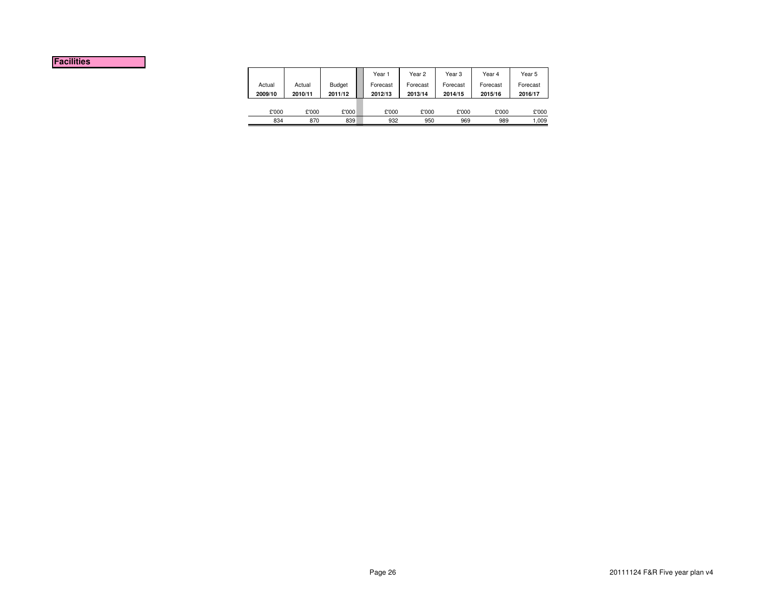**Facilities**

| Actual 2009/10 | Actual 2010/11 | Budget 2011/12 | Year 1 Forecast 2012/13 | Year 2 Forecast 2013/14 | Year 3 Forecast 2014/15 | Year 4 Forecast 2015/16 | Year 5 Forecast 2016/17 |
|---|---|---|---|---|---|---|---|
| £'000 | £'000 | £'000 | £'000 | £'000 | £'000 | £'000 | £'000 |
| 834 | 870 | 839 | 932 | 950 | 969 | 989 | 1,009 |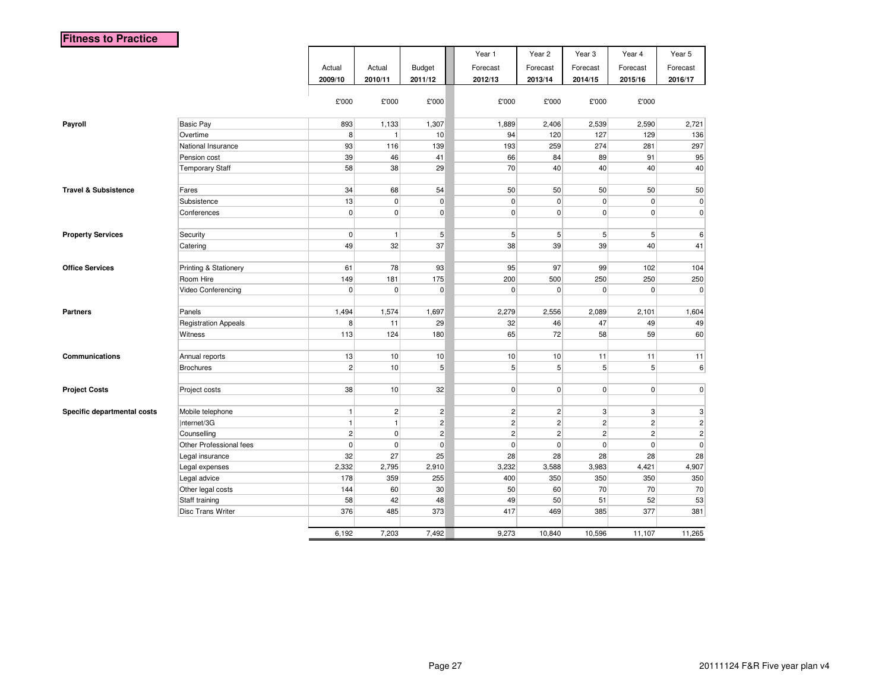# Fitness to Practice

| | | Actual 2009/10 | Actual 2010/11 | Budget 2011/12 | Year 1 Forecast 2012/13 | Year 2 Forecast 2013/14 | Year 3 Forecast 2014/15 | Year 4 Forecast 2015/16 | Year 5 Forecast 2016/17 |
|---|---|---|---|---|---|---|---|---|---|
| | | £'000 | £'000 | £'000 | £'000 | £'000 | £'000 | £'000 | |
| **Payroll** | Basic Pay | 893 | 1,133 | 1,307 | 1,889 | 2,406 | 2,539 | 2,590 | 2,721 |
| | Overtime | 8 | 1 | 10 | 94 | 120 | 127 | 129 | 136 |
| | National Insurance | 93 | 116 | 139 | 193 | 259 | 274 | 281 | 297 |
| | Pension cost | 39 | 46 | 41 | 66 | 84 | 89 | 91 | 95 |
| | Temporary Staff | 58 | 38 | 29 | 70 | 40 | 40 | 40 | 40 |
| **Travel & Subsistence** | Fares | 34 | 68 | 54 | 50 | 50 | 50 | 50 | 50 |
| | Subsistence | 13 | 0 | 0 | 0 | 0 | 0 | 0 | 0 |
| | Conferences | 0 | 0 | 0 | 0 | 0 | 0 | 0 | 0 |
| **Property Services** | Security | 0 | 1 | 5 | 5 | 5 | 5 | 5 | 6 |
| | Catering | 49 | 32 | 37 | 38 | 39 | 39 | 40 | 41 |
| **Office Services** | Printing & Stationery | 61 | 78 | 93 | 95 | 97 | 99 | 102 | 104 |
| | Room Hire | 149 | 181 | 175 | 200 | 500 | 250 | 250 | 250 |
| | Video Conferencing | 0 | 0 | 0 | 0 | 0 | 0 | 0 | 0 |
| **Partners** | Panels | 1,494 | 1,574 | 1,697 | 2,279 | 2,556 | 2,089 | 2,101 | 1,604 |
| | Registration Appeals | 8 | 11 | 29 | 32 | 46 | 47 | 49 | 49 |
| | Witness | 113 | 124 | 180 | 65 | 72 | 58 | 59 | 60 |
| **Communications** | Annual reports | 13 | 10 | 10 | 10 | 10 | 11 | 11 | 11 |
| | Brochures | 2 | 10 | 5 | 5 | 5 | 5 | 5 | 6 |
| **Project Costs** | Project costs | 38 | 10 | 32 | 0 | 0 | 0 | 0 | 0 |
| **Specific departmental costs** | Mobile telephone | 1 | 2 | 2 | 2 | 2 | 3 | 3 | 3 |
| | Internet/3G | 1 | 1 | 2 | 2 | 2 | 2 | 2 | 2 |
| | Counselling | 2 | 0 | 2 | 2 | 2 | 2 | 2 | 2 |
| | Other Professional fees | 0 | 0 | 0 | 0 | 0 | 0 | 0 | 0 |
| | Legal insurance | 32 | 27 | 25 | 28 | 28 | 28 | 28 | 28 |
| | Legal expenses | 2,332 | 2,795 | 2,910 | 3,232 | 3,588 | 3,983 | 4,421 | 4,907 |
| | Legal advice | 178 | 359 | 255 | 400 | 350 | 350 | 350 | 350 |
| | Other legal costs | 144 | 60 | 30 | 50 | 60 | 70 | 70 | 70 |
| | Staff training | 58 | 42 | 48 | 49 | 50 | 51 | 52 | 53 |
| | Disc Trans Writer | 376 | 485 | 373 | 417 | 469 | 385 | 377 | 381 |
| | | 6,192 | 7,203 | 7,492 | 9,273 | 10,840 | 10,596 | 11,107 | 11,265 |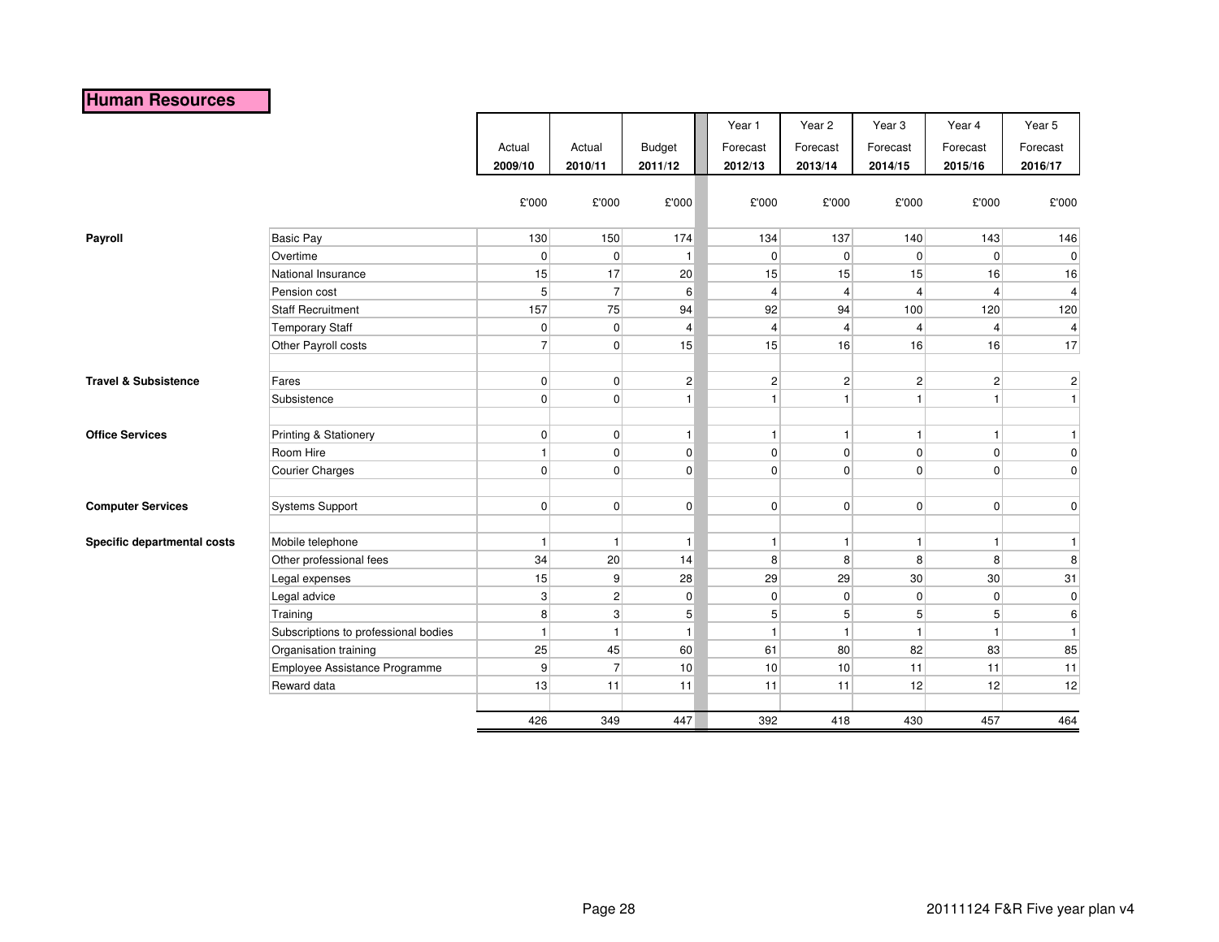## Human Resources

| | | Actual 2009/10 | Actual 2010/11 | Budget 2011/12 | Year 1 Forecast 2012/13 | Year 2 Forecast 2013/14 | Year 3 Forecast 2014/15 | Year 4 Forecast 2015/16 | Year 5 Forecast 2016/17 |
|---|---|---|---|---|---|---|---|---|---|
| | | £'000 | £'000 | £'000 | £'000 | £'000 | £'000 | £'000 | £'000 |
| **Payroll** | Basic Pay | 130 | 150 | 174 | 134 | 137 | 140 | 143 | 146 |
| | Overtime | 0 | 0 | 1 | 0 | 0 | 0 | 0 | 0 |
| | National Insurance | 15 | 17 | 20 | 15 | 15 | 15 | 16 | 16 |
| | Pension cost | 5 | 7 | 6 | 4 | 4 | 4 | 4 | 4 |
| | Staff Recruitment | 157 | 75 | 94 | 92 | 94 | 100 | 120 | 120 |
| | Temporary Staff | 0 | 0 | 4 | 4 | 4 | 4 | 4 | 4 |
| | Other Payroll costs | 7 | 0 | 15 | 15 | 16 | 16 | 16 | 17 |
| **Travel & Subsistence** | Fares | 0 | 0 | 2 | 2 | 2 | 2 | 2 | 2 |
| | Subsistence | 0 | 0 | 1 | 1 | 1 | 1 | 1 | 1 |
| **Office Services** | Printing & Stationery | 0 | 0 | 1 | 1 | 1 | 1 | 1 | 1 |
| | Room Hire | 1 | 0 | 0 | 0 | 0 | 0 | 0 | 0 |
| | Courier Charges | 0 | 0 | 0 | 0 | 0 | 0 | 0 | 0 |
| **Computer Services** | Systems Support | 0 | 0 | 0 | 0 | 0 | 0 | 0 | 0 |
| **Specific departmental costs** | Mobile telephone | 1 | 1 | 1 | 1 | 1 | 1 | 1 | 1 |
| | Other professional fees | 34 | 20 | 14 | 8 | 8 | 8 | 8 | 8 |
| | Legal expenses | 15 | 9 | 28 | 29 | 29 | 30 | 30 | 31 |
| | Legal advice | 3 | 2 | 0 | 0 | 0 | 0 | 0 | 0 |
| | Training | 8 | 3 | 5 | 5 | 5 | 5 | 5 | 6 |
| | Subscriptions to professional bodies | 1 | 1 | 1 | 1 | 1 | 1 | 1 | 1 |
| | Organisation training | 25 | 45 | 60 | 61 | 80 | 82 | 83 | 85 |
| | Employee Assistance Programme | 9 | 7 | 10 | 10 | 10 | 11 | 11 | 11 |
| | Reward data | 13 | 11 | 11 | 11 | 11 | 12 | 12 | 12 |
| | | 426 | 349 | 447 | 392 | 418 | 430 | 457 | 464 |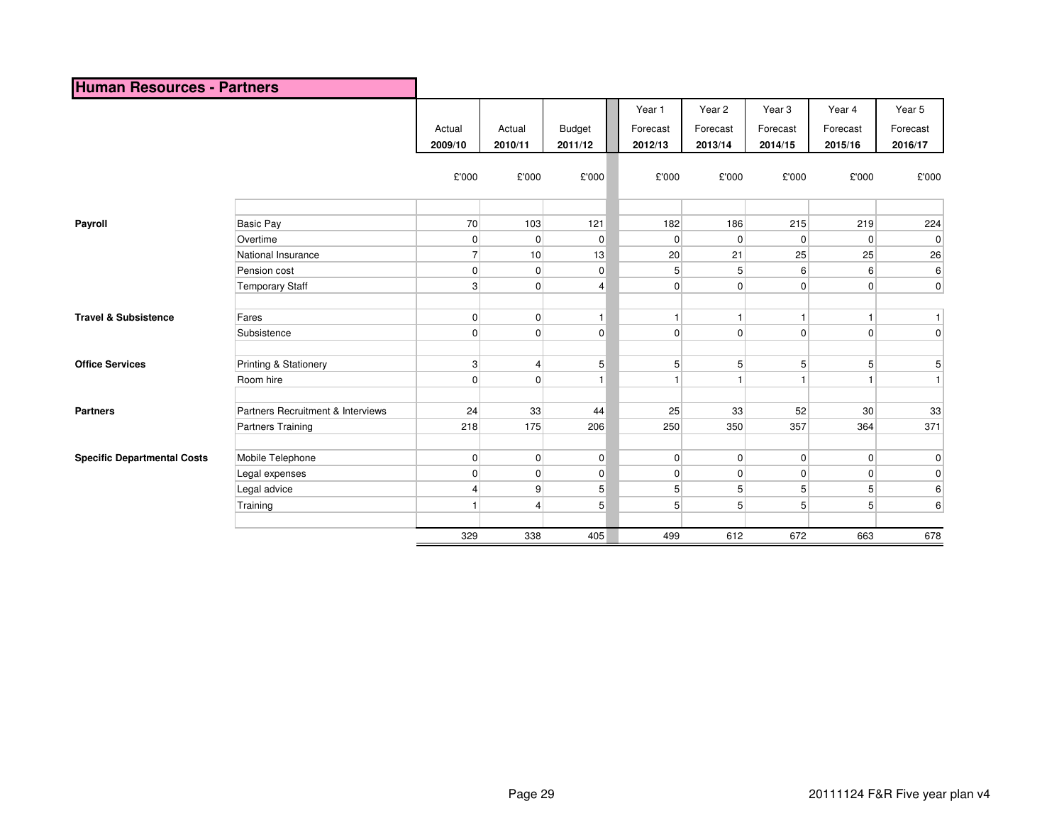## Human Resources - Partners

| | | Actual 2009/10 | Actual 2010/11 | Budget 2011/12 | Year 1 Forecast 2012/13 | Year 2 Forecast 2013/14 | Year 3 Forecast 2014/15 | Year 4 Forecast 2015/16 | Year 5 Forecast 2016/17 |
|---|---|---|---|---|---|---|---|---|---|
| | | £'000 | £'000 | £'000 | £'000 | £'000 | £'000 | £'000 | £'000 |
| **Payroll** | Basic Pay | 70 | 103 | 121 | 182 | 186 | 215 | 219 | 224 |
| | Overtime | 0 | 0 | 0 | 0 | 0 | 0 | 0 | 0 |
| | National Insurance | 7 | 10 | 13 | 20 | 21 | 25 | 25 | 26 |
| | Pension cost | 0 | 0 | 0 | 5 | 5 | 6 | 6 | 6 |
| | Temporary Staff | 3 | 0 | 4 | 0 | 0 | 0 | 0 | 0 |
| **Travel & Subsistence** | Fares | 0 | 0 | 1 | 1 | 1 | 1 | 1 | 1 |
| | Subsistence | 0 | 0 | 0 | 0 | 0 | 0 | 0 | 0 |
| **Office Services** | Printing & Stationery | 3 | 4 | 5 | 5 | 5 | 5 | 5 | 5 |
| | Room hire | 0 | 0 | 1 | 1 | 1 | 1 | 1 | 1 |
| **Partners** | Partners Recruitment & Interviews | 24 | 33 | 44 | 25 | 33 | 52 | 30 | 33 |
| | Partners Training | 218 | 175 | 206 | 250 | 350 | 357 | 364 | 371 |
| **Specific Departmental Costs** | Mobile Telephone | 0 | 0 | 0 | 0 | 0 | 0 | 0 | 0 |
| | Legal expenses | 0 | 0 | 0 | 0 | 0 | 0 | 0 | 0 |
| | Legal advice | 4 | 9 | 5 | 5 | 5 | 5 | 5 | 6 |
| | Training | 1 | 4 | 5 | 5 | 5 | 5 | 5 | 6 |
| | | 329 | 338 | 405 | 499 | 612 | 672 | 663 | 678 |

20111124 F&R Five year plan v4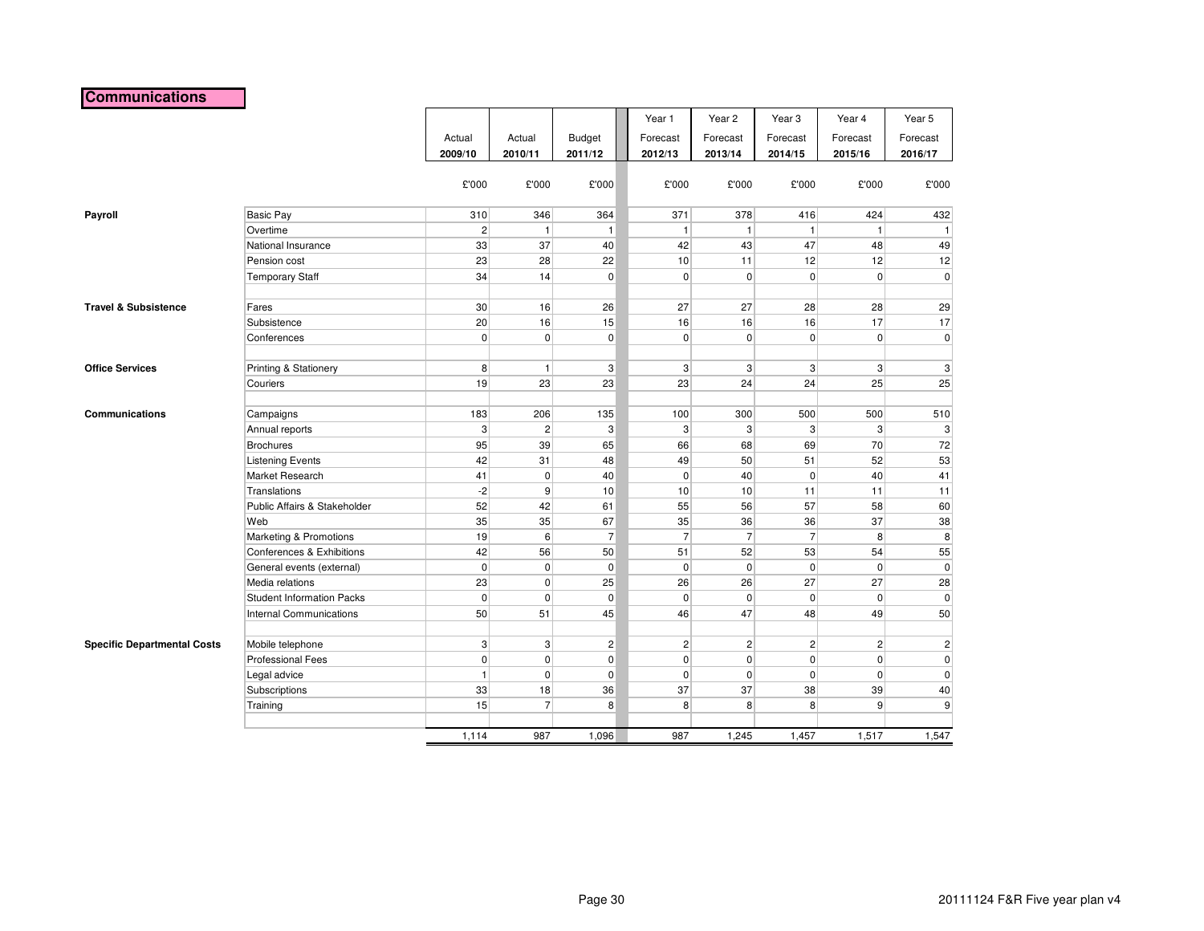# Communications

| | | Actual 2009/10 | Actual 2010/11 | Budget 2011/12 | Year 1 Forecast 2012/13 | Year 2 Forecast 2013/14 | Year 3 Forecast 2014/15 | Year 4 Forecast 2015/16 | Year 5 Forecast 2016/17 |
|---|---|---|---|---|---|---|---|---|---|
| | | £'000 | £'000 | £'000 | £'000 | £'000 | £'000 | £'000 | £'000 |
| **Payroll** | Basic Pay | 310 | 346 | 364 | 371 | 378 | 416 | 424 | 432 |
| | Overtime | 2 | 1 | 1 | 1 | 1 | 1 | 1 | 1 |
| | National Insurance | 33 | 37 | 40 | 42 | 43 | 47 | 48 | 49 |
| | Pension cost | 23 | 28 | 22 | 10 | 11 | 12 | 12 | 12 |
| | Temporary Staff | 34 | 14 | 0 | 0 | 0 | 0 | 0 | 0 |
| **Travel & Subsistence** | Fares | 30 | 16 | 26 | 27 | 27 | 28 | 28 | 29 |
| | Subsistence | 20 | 16 | 15 | 16 | 16 | 16 | 17 | 17 |
| | Conferences | 0 | 0 | 0 | 0 | 0 | 0 | 0 | 0 |
| **Office Services** | Printing & Stationery | 8 | 1 | 3 | 3 | 3 | 3 | 3 | 3 |
| | Couriers | 19 | 23 | 23 | 23 | 24 | 24 | 25 | 25 |
| **Communications** | Campaigns | 183 | 206 | 135 | 100 | 300 | 500 | 500 | 510 |
| | Annual reports | 3 | 2 | 3 | 3 | 3 | 3 | 3 | 3 |
| | Brochures | 95 | 39 | 65 | 66 | 68 | 69 | 70 | 72 |
| | Listening Events | 42 | 31 | 48 | 49 | 50 | 51 | 52 | 53 |
| | Market Research | 41 | 0 | 40 | 0 | 40 | 0 | 40 | 41 |
| | Translations | -2 | 9 | 10 | 10 | 10 | 11 | 11 | 11 |
| | Public Affairs & Stakeholder | 52 | 42 | 61 | 55 | 56 | 57 | 58 | 60 |
| | Web | 35 | 35 | 67 | 35 | 36 | 36 | 37 | 38 |
| | Marketing & Promotions | 19 | 6 | 7 | 7 | 7 | 7 | 8 | 8 |
| | Conferences & Exhibitions | 42 | 56 | 50 | 51 | 52 | 53 | 54 | 55 |
| | General events (external) | 0 | 0 | 0 | 0 | 0 | 0 | 0 | 0 |
| | Media relations | 23 | 0 | 25 | 26 | 26 | 27 | 27 | 28 |
| | Student Information Packs | 0 | 0 | 0 | 0 | 0 | 0 | 0 | 0 |
| | Internal Communications | 50 | 51 | 45 | 46 | 47 | 48 | 49 | 50 |
| **Specific Departmental Costs** | Mobile telephone | 3 | 3 | 2 | 2 | 2 | 2 | 2 | 2 |
| | Professional Fees | 0 | 0 | 0 | 0 | 0 | 0 | 0 | 0 |
| | Legal advice | 1 | 0 | 0 | 0 | 0 | 0 | 0 | 0 |
| | Subscriptions | 33 | 18 | 36 | 37 | 37 | 38 | 39 | 40 |
| | Training | 15 | 7 | 8 | 8 | 8 | 8 | 9 | 9 |
| | | 1,114 | 987 | 1,096 | 987 | 1,245 | 1,457 | 1,517 | 1,547 |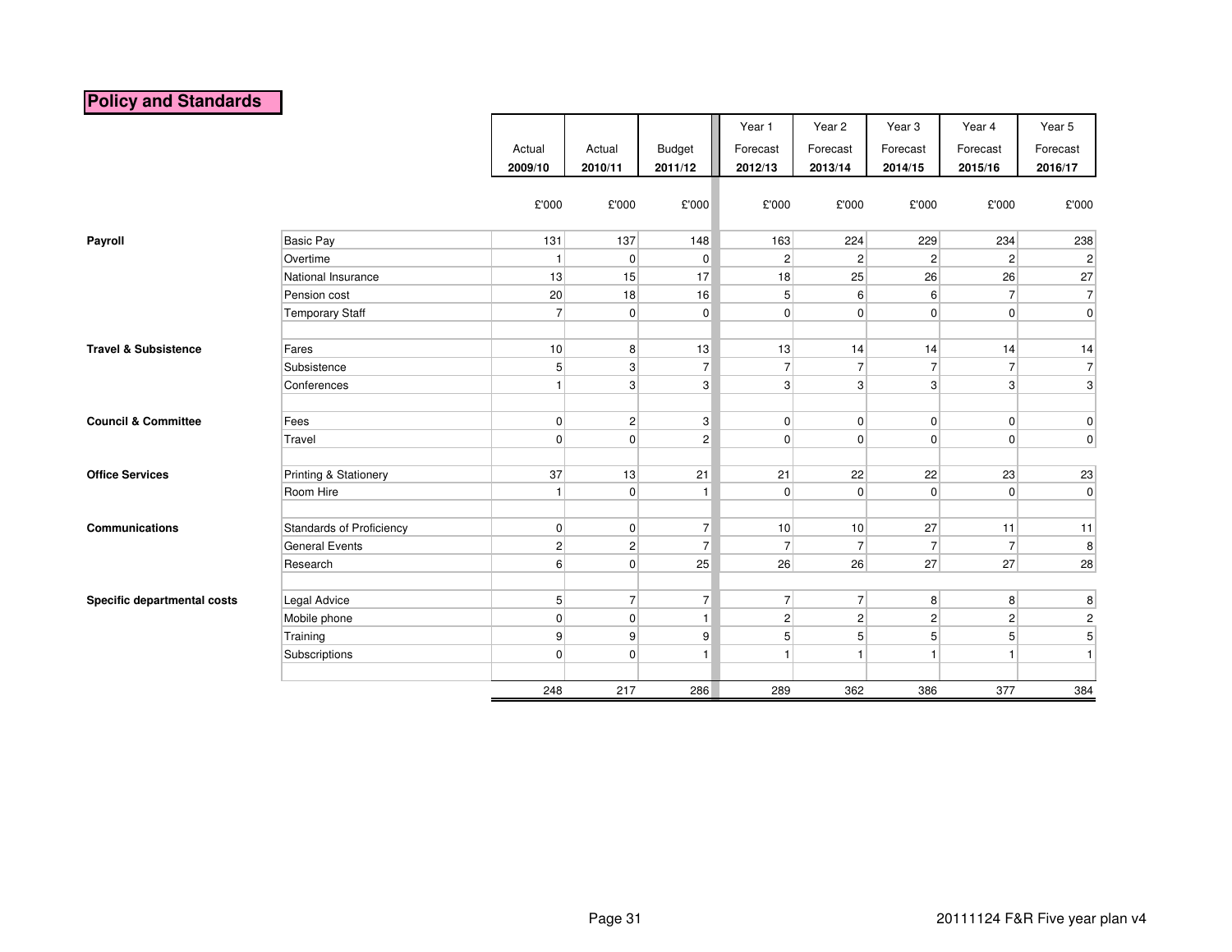# Policy and Standards

| | | Actual 2009/10 | Actual 2010/11 | Budget 2011/12 | Year 1 Forecast 2012/13 | Year 2 Forecast 2013/14 | Year 3 Forecast 2014/15 | Year 4 Forecast 2015/16 | Year 5 Forecast 2016/17 |
|---|---|---|---|---|---|---|---|---|---|
| | | £'000 | £'000 | £'000 | £'000 | £'000 | £'000 | £'000 | £'000 |
| **Payroll** | Basic Pay | 131 | 137 | 148 | 163 | 224 | 229 | 234 | 238 |
| | Overtime | 1 | 0 | 0 | 2 | 2 | 2 | 2 | 2 |
| | National Insurance | 13 | 15 | 17 | 18 | 25 | 26 | 26 | 27 |
| | Pension cost | 20 | 18 | 16 | 5 | 6 | 6 | 7 | 7 |
| | Temporary Staff | 7 | 0 | 0 | 0 | 0 | 0 | 0 | 0 |
| | | | | | | | | | |
| **Travel & Subsistence** | Fares | 10 | 8 | 13 | 13 | 14 | 14 | 14 | 14 |
| | Subsistence | 5 | 3 | 7 | 7 | 7 | 7 | 7 | 7 |
| | Conferences | 1 | 3 | 3 | 3 | 3 | 3 | 3 | 3 |
| | | | | | | | | | |
| **Council & Committee** | Fees | 0 | 2 | 3 | 0 | 0 | 0 | 0 | 0 |
| | Travel | 0 | 0 | 2 | 0 | 0 | 0 | 0 | 0 |
| | | | | | | | | | |
| **Office Services** | Printing & Stationery | 37 | 13 | 21 | 21 | 22 | 22 | 23 | 23 |
| | Room Hire | 1 | 0 | 1 | 0 | 0 | 0 | 0 | 0 |
| | | | | | | | | | |
| **Communications** | Standards of Proficiency | 0 | 0 | 7 | 10 | 10 | 27 | 11 | 11 |
| | General Events | 2 | 2 | 7 | 7 | 7 | 7 | 7 | 8 |
| | Research | 6 | 0 | 25 | 26 | 26 | 27 | 27 | 28 |
| | | | | | | | | | |
| **Specific departmental costs** | Legal Advice | 5 | 7 | 7 | 7 | 7 | 8 | 8 | 8 |
| | Mobile phone | 0 | 0 | 1 | 2 | 2 | 2 | 2 | 2 |
| | Training | 9 | 9 | 9 | 5 | 5 | 5 | 5 | 5 |
| | Subscriptions | 0 | 0 | 1 | 1 | 1 | 1 | 1 | 1 |
| | | | | | | | | | |
| | | 248 | 217 | 286 | 289 | 362 | 386 | 377 | 384 |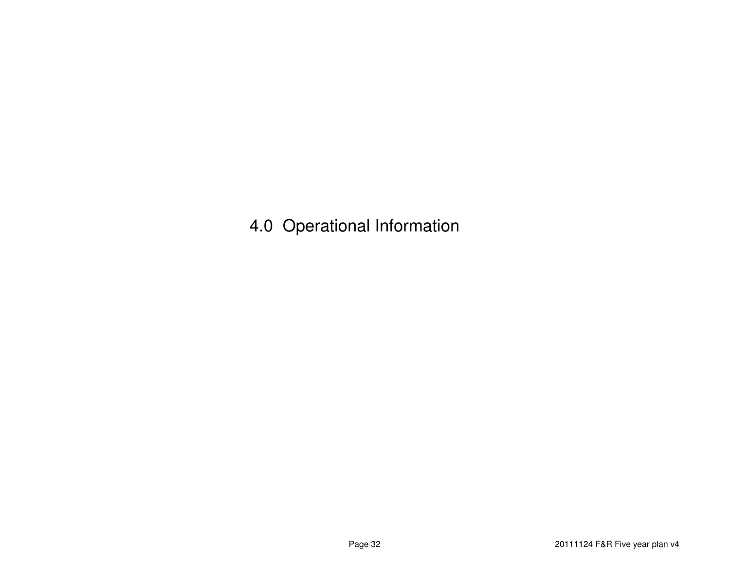# 4.0 Operational Information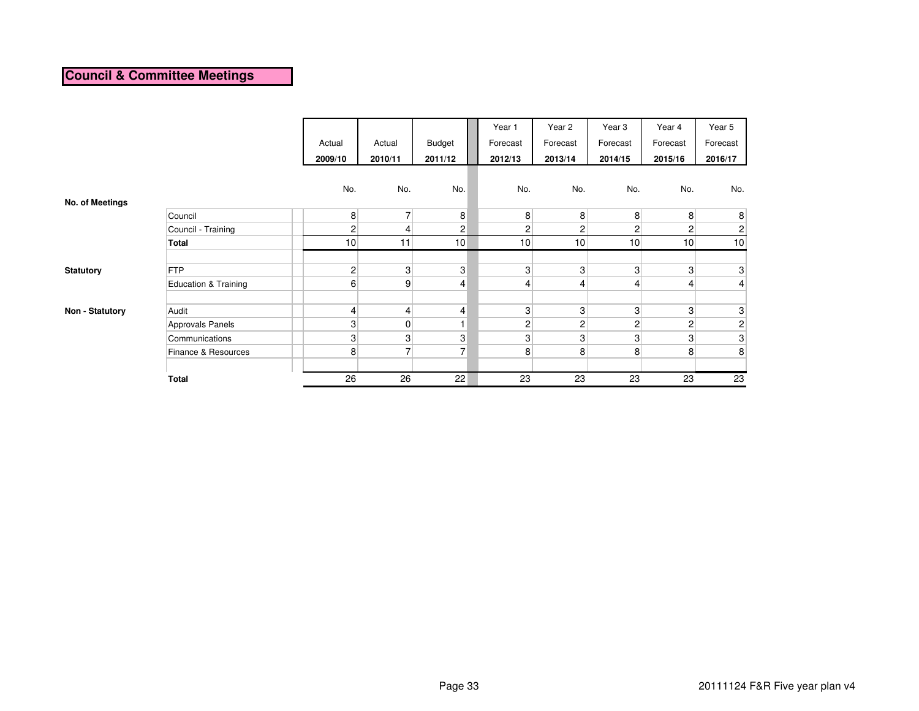## Council & Committee Meetings

| | | Actual 2009/10 | Actual 2010/11 | Budget 2011/12 | Year 1 Forecast 2012/13 | Year 2 Forecast 2013/14 | Year 3 Forecast 2014/15 | Year 4 Forecast 2015/16 | Year 5 Forecast 2016/17 |
|---|---|---|---|---|---|---|---|---|---|
| | | No. | No. | No. | No. | No. | No. | No. | No. |
| **No. of Meetings** | | | | | | | | | |
| | Council | 8 | 7 | 8 | 8 | 8 | 8 | 8 | 8 |
| | Council - Training | 2 | 4 | 2 | 2 | 2 | 2 | 2 | 2 |
| | **Total** | 10 | 11 | 10 | 10 | 10 | 10 | 10 | 10 |
| **Statutory** | FTP | 2 | 3 | 3 | 3 | 3 | 3 | 3 | 3 |
| | Education & Training | 6 | 9 | 4 | 4 | 4 | 4 | 4 | 4 |
| **Non - Statutory** | Audit | 4 | 4 | 4 | 3 | 3 | 3 | 3 | 3 |
| | Approvals Panels | 3 | 0 | 1 | 2 | 2 | 2 | 2 | 2 |
| | Communications | 3 | 3 | 3 | 3 | 3 | 3 | 3 | 3 |
| | Finance & Resources | 8 | 7 | 7 | 8 | 8 | 8 | 8 | 8 |
| | **Total** | 26 | 26 | 22 | 23 | 23 | 23 | 23 | 23 |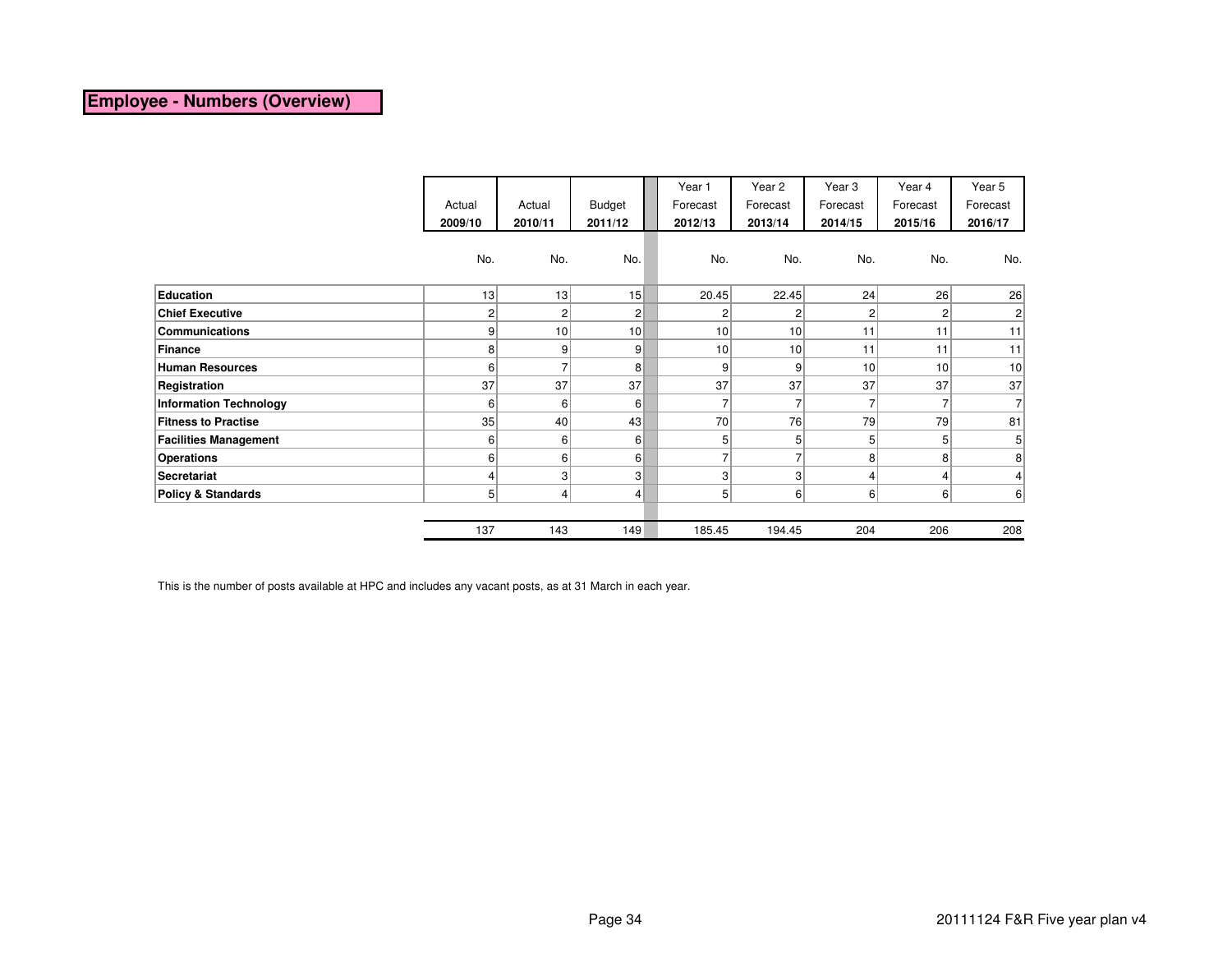## Employee - Numbers (Overview)

| | Actual 2009/10 | Actual 2010/11 | Budget 2011/12 | Year 1 Forecast 2012/13 | Year 2 Forecast 2013/14 | Year 3 Forecast 2014/15 | Year 4 Forecast 2015/16 | Year 5 Forecast 2016/17 |
|---|---|---|---|---|---|---|---|---|
| | No. | No. | No. | No. | No. | No. | No. | No. |
| **Education** | 13 | 13 | 15 | 20.45 | 22.45 | 24 | 26 | 26 |
| **Chief Executive** | 2 | 2 | 2 | 2 | 2 | 2 | 2 | 2 |
| **Communications** | 9 | 10 | 10 | 10 | 10 | 11 | 11 | 11 |
| **Finance** | 8 | 9 | 9 | 10 | 10 | 11 | 11 | 11 |
| **Human Resources** | 6 | 7 | 8 | 9 | 9 | 10 | 10 | 10 |
| **Registration** | 37 | 37 | 37 | 37 | 37 | 37 | 37 | 37 |
| **Information Technology** | 6 | 6 | 6 | 7 | 7 | 7 | 7 | 7 |
| **Fitness to Practise** | 35 | 40 | 43 | 70 | 76 | 79 | 79 | 81 |
| **Facilities Management** | 6 | 6 | 6 | 5 | 5 | 5 | 5 | 5 |
| **Operations** | 6 | 6 | 6 | 7 | 7 | 8 | 8 | 8 |
| **Secretariat** | 4 | 3 | 3 | 3 | 3 | 4 | 4 | 4 |
| **Policy & Standards** | 5 | 4 | 4 | 5 | 6 | 6 | 6 | 6 |
| | 137 | 143 | 149 | 185.45 | 194.45 | 204 | 206 | 208 |

This is the number of posts available at HPC and includes any vacant posts, as at 31 March in each year.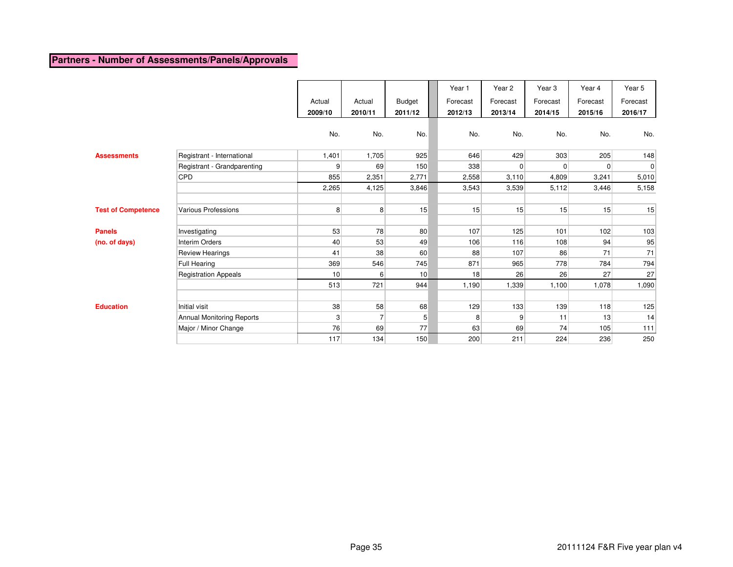## Partners - Number of Assessments/Panels/Approvals

| | | Actual 2009/10 | Actual 2010/11 | Budget 2011/12 | Year 1 Forecast 2012/13 | Year 2 Forecast 2013/14 | Year 3 Forecast 2014/15 | Year 4 Forecast 2015/16 | Year 5 Forecast 2016/17 |
|---|---|---|---|---|---|---|---|---|---|
| | | No. | No. | No. | No. | No. | No. | No. | No. |
| **Assessments** | Registrant - International | 1,401 | 1,705 | 925 | 646 | 429 | 303 | 205 | 148 |
| | Registrant - Grandparenting | 9 | 69 | 150 | 338 | 0 | 0 | 0 | 0 |
| | CPD | 855 | 2,351 | 2,771 | 2,558 | 3,110 | 4,809 | 3,241 | 5,010 |
| | | 2,265 | 4,125 | 3,846 | 3,543 | 3,539 | 5,112 | 3,446 | 5,158 |
| | | | | | | | | | |
| **Test of Competence** | Various Professions | 8 | 8 | 15 | 15 | 15 | 15 | 15 | 15 |
| | | | | | | | | | |
| **Panels** | Investigating | 53 | 78 | 80 | 107 | 125 | 101 | 102 | 103 |
| **(no. of days)** | Interim Orders | 40 | 53 | 49 | 106 | 116 | 108 | 94 | 95 |
| | Review Hearings | 41 | 38 | 60 | 88 | 107 | 86 | 71 | 71 |
| | Full Hearing | 369 | 546 | 745 | 871 | 965 | 778 | 784 | 794 |
| | Registration Appeals | 10 | 6 | 10 | 18 | 26 | 26 | 27 | 27 |
| | | 513 | 721 | 944 | 1,190 | 1,339 | 1,100 | 1,078 | 1,090 |
| | | | | | | | | | |
| **Education** | Initial visit | 38 | 58 | 68 | 129 | 133 | 139 | 118 | 125 |
| | Annual Monitoring Reports | 3 | 7 | 5 | 8 | 9 | 11 | 13 | 14 |
| | Major / Minor Change | 76 | 69 | 77 | 63 | 69 | 74 | 105 | 111 |
| | | 117 | 134 | 150 | 200 | 211 | 224 | 236 | 250 |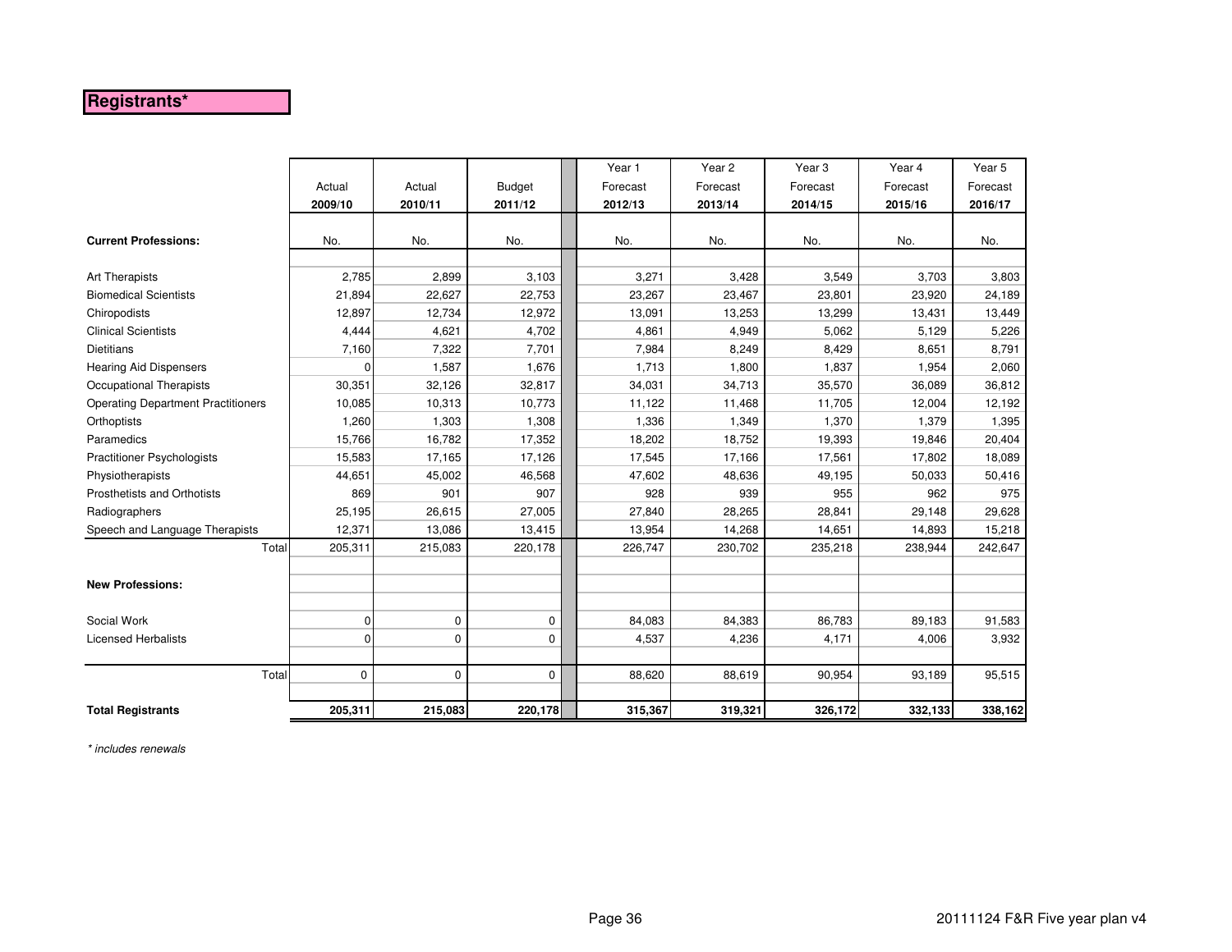## Registrants*

| | Actual | Actual | Budget | Year 1 Forecast | Year 2 Forecast | Year 3 Forecast | Year 4 Forecast | Year 5 Forecast |
|---|---|---|---|---|---|---|---|---|
| | **2009/10** | **2010/11** | **2011/12** | **2012/13** | **2013/14** | **2014/15** | **2015/16** | **2016/17** |
| **Current Professions:** | No. | No. | No. | No. | No. | No. | No. | No. |
| Art Therapists | 2,785 | 2,899 | 3,103 | 3,271 | 3,428 | 3,549 | 3,703 | 3,803 |
| Biomedical Scientists | 21,894 | 22,627 | 22,753 | 23,267 | 23,467 | 23,801 | 23,920 | 24,189 |
| Chiropodists | 12,897 | 12,734 | 12,972 | 13,091 | 13,253 | 13,299 | 13,431 | 13,449 |
| Clinical Scientists | 4,444 | 4,621 | 4,702 | 4,861 | 4,949 | 5,062 | 5,129 | 5,226 |
| Dietitians | 7,160 | 7,322 | 7,701 | 7,984 | 8,249 | 8,429 | 8,651 | 8,791 |
| Hearing Aid Dispensers | 0 | 1,587 | 1,676 | 1,713 | 1,800 | 1,837 | 1,954 | 2,060 |
| Occupational Therapists | 30,351 | 32,126 | 32,817 | 34,031 | 34,713 | 35,570 | 36,089 | 36,812 |
| Operating Department Practitioners | 10,085 | 10,313 | 10,773 | 11,122 | 11,468 | 11,705 | 12,004 | 12,192 |
| Orthoptists | 1,260 | 1,303 | 1,308 | 1,336 | 1,349 | 1,370 | 1,379 | 1,395 |
| Paramedics | 15,766 | 16,782 | 17,352 | 18,202 | 18,752 | 19,393 | 19,846 | 20,404 |
| Practitioner Psychologists | 15,583 | 17,165 | 17,126 | 17,545 | 17,166 | 17,561 | 17,802 | 18,089 |
| Physiotherapists | 44,651 | 45,002 | 46,568 | 47,602 | 48,636 | 49,195 | 50,033 | 50,416 |
| Prosthetists and Orthotists | 869 | 901 | 907 | 928 | 939 | 955 | 962 | 975 |
| Radiographers | 25,195 | 26,615 | 27,005 | 27,840 | 28,265 | 28,841 | 29,148 | 29,628 |
| Speech and Language Therapists | 12,371 | 13,086 | 13,415 | 13,954 | 14,268 | 14,651 | 14,893 | 15,218 |
| Total | 205,311 | 215,083 | 220,178 | 226,747 | 230,702 | 235,218 | 238,944 | 242,647 |
| **New Professions:** | | | | | | | | |
| Social Work | 0 | 0 | 0 | 84,083 | 84,383 | 86,783 | 89,183 | 91,583 |
| Licensed Herbalists | 0 | 0 | 0 | 4,537 | 4,236 | 4,171 | 4,006 | 3,932 |
| Total | 0 | 0 | 0 | 88,620 | 88,619 | 90,954 | 93,189 | 95,515 |
| **Total Registrants** | **205,311** | **215,083** | **220,178** | **315,367** | **319,321** | **326,172** | **332,133** | **338,162** |

*\* includes renewals*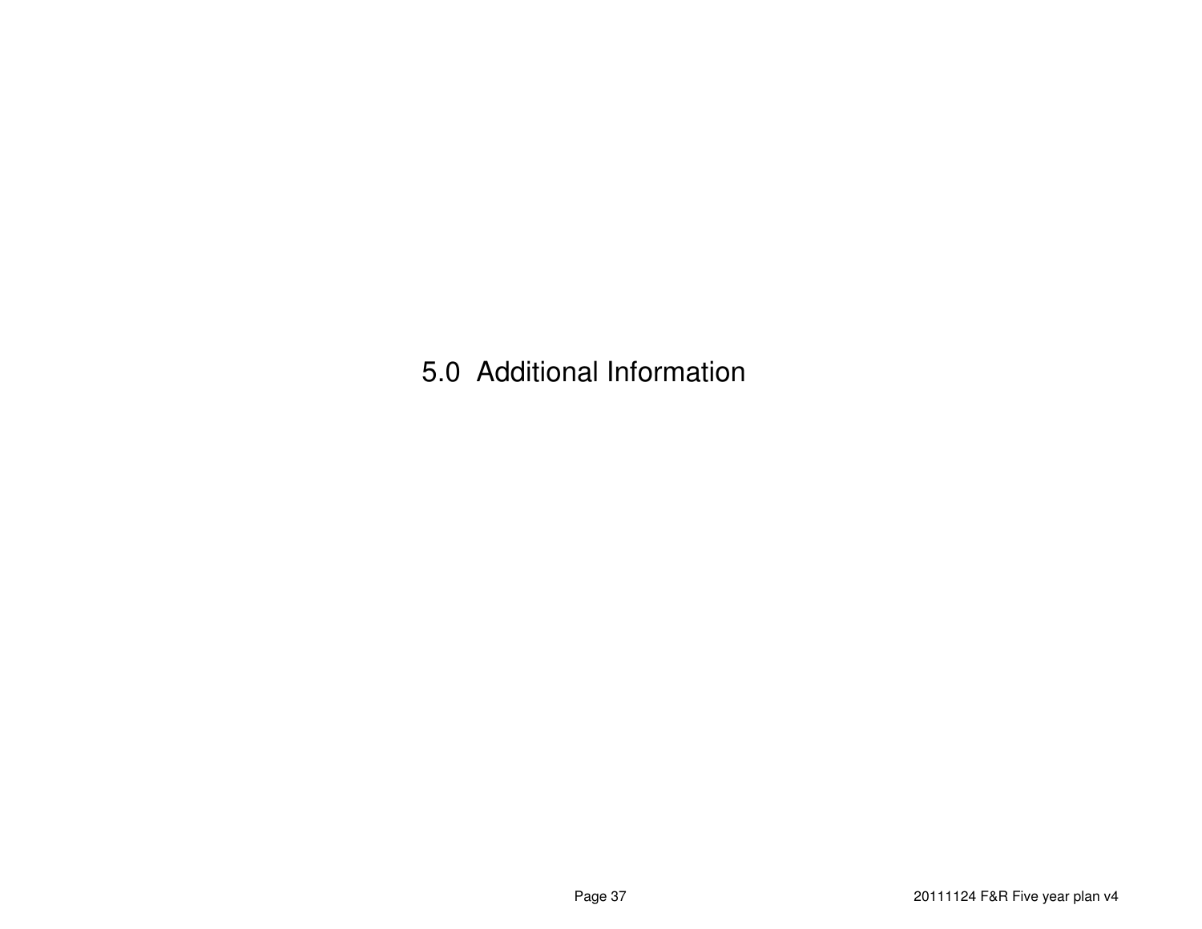# 5.0 Additional Information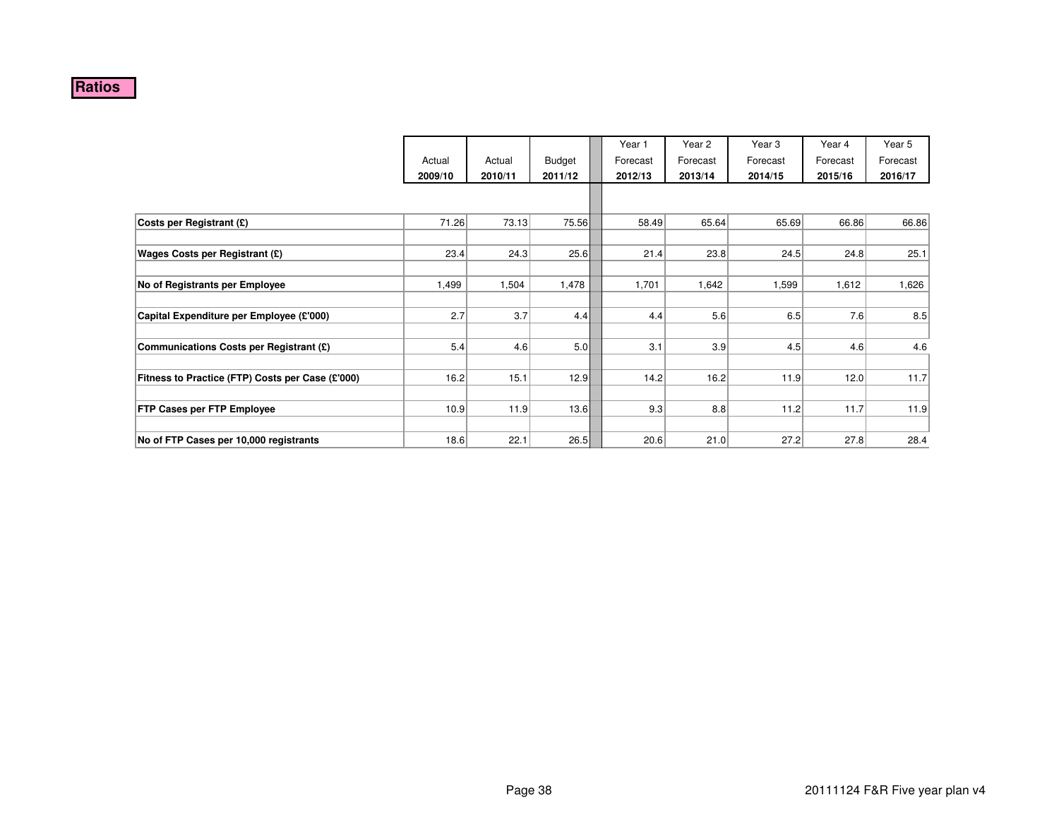# Ratios

| | Actual 2009/10 | Actual 2010/11 | Budget 2011/12 | Year 1 Forecast 2012/13 | Year 2 Forecast 2013/14 | Year 3 Forecast 2014/15 | Year 4 Forecast 2015/16 | Year 5 Forecast 2016/17 |
|---|---|---|---|---|---|---|---|---|
| **Costs per Registrant (£)** | 71.26 | 73.13 | 75.56 | 58.49 | 65.64 | 65.69 | 66.86 | 66.86 |
| **Wages Costs per Registrant (£)** | 23.4 | 24.3 | 25.6 | 21.4 | 23.8 | 24.5 | 24.8 | 25.1 |
| **No of Registrants per Employee** | 1,499 | 1,504 | 1,478 | 1,701 | 1,642 | 1,599 | 1,612 | 1,626 |
| **Capital Expenditure per Employee (£'000)** | 2.7 | 3.7 | 4.4 | 4.4 | 5.6 | 6.5 | 7.6 | 8.5 |
| **Communications Costs per Registrant (£)** | 5.4 | 4.6 | 5.0 | 3.1 | 3.9 | 4.5 | 4.6 | 4.6 |
| **Fitness to Practice (FTP) Costs per Case (£'000)** | 16.2 | 15.1 | 12.9 | 14.2 | 16.2 | 11.9 | 12.0 | 11.7 |
| **FTP Cases per FTP Employee** | 10.9 | 11.9 | 13.6 | 9.3 | 8.8 | 11.2 | 11.7 | 11.9 |
| **No of FTP Cases per 10,000 registrants** | 18.6 | 22.1 | 26.5 | 20.6 | 21.0 | 27.2 | 27.8 | 28.4 |